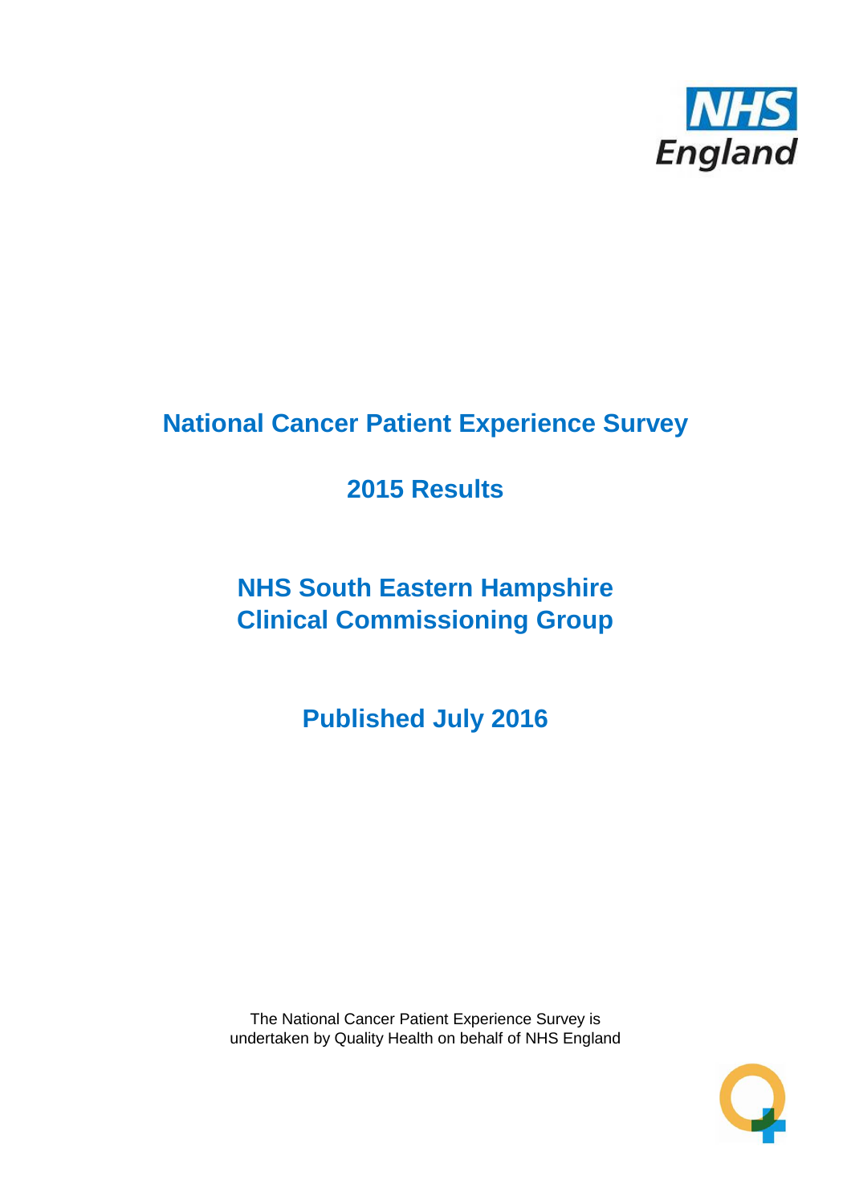# National Cancer Patient Experience Survey

## 2015 Results

## NHS South Eastern Hampshire Clinical Commissioning Group

## Published July 2016

The National Cancer Patient Experience Survey is undertaken by Quality Health on behalf of NHS England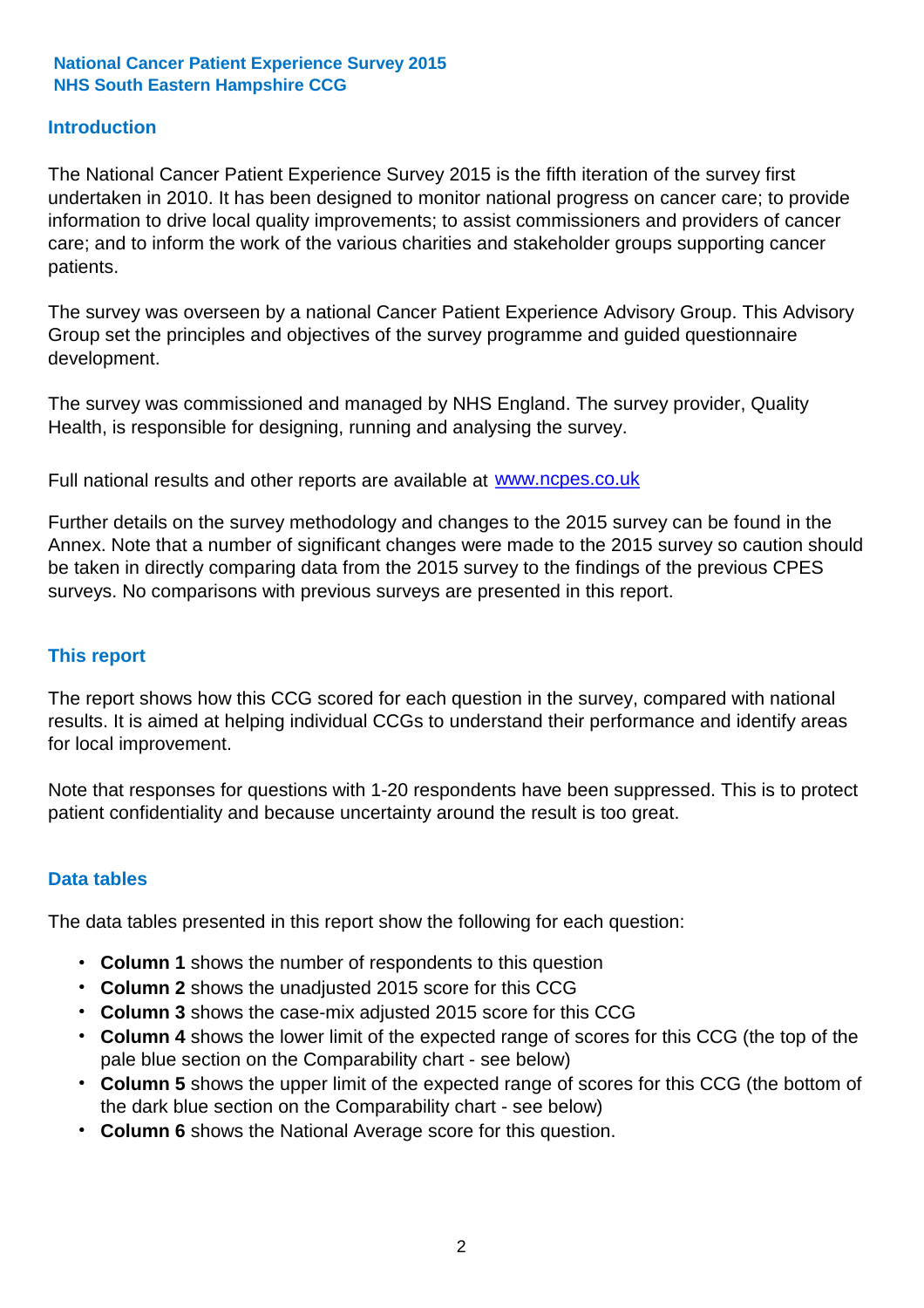**National Cancer Patient Experience Survey 2015**
**NHS South Eastern Hampshire CCG**

## Introduction

The National Cancer Patient Experience Survey 2015 is the fifth iteration of the survey first undertaken in 2010. It has been designed to monitor national progress on cancer care; to provide information to drive local quality improvements; to assist commissioners and providers of cancer care; and to inform the work of the various charities and stakeholder groups supporting cancer patients.

The survey was overseen by a national Cancer Patient Experience Advisory Group. This Advisory Group set the principles and objectives of the survey programme and guided questionnaire development.

The survey was commissioned and managed by NHS England. The survey provider, Quality Health, is responsible for designing, running and analysing the survey.

Full national results and other reports are available at [www.ncpes.co.uk](http://www.ncpes.co.uk)

Further details on the survey methodology and changes to the 2015 survey can be found in the Annex. Note that a number of significant changes were made to the 2015 survey so caution should be taken in directly comparing data from the 2015 survey to the findings of the previous CPES surveys. No comparisons with previous surveys are presented in this report.

## This report

The report shows how this CCG scored for each question in the survey, compared with national results. It is aimed at helping individual CCGs to understand their performance and identify areas for local improvement.

Note that responses for questions with 1-20 respondents have been suppressed. This is to protect patient confidentiality and because uncertainty around the result is too great.

## Data tables

The data tables presented in this report show the following for each question:

- **Column 1** shows the number of respondents to this question
- **Column 2** shows the unadjusted 2015 score for this CCG
- **Column 3** shows the case-mix adjusted 2015 score for this CCG
- **Column 4** shows the lower limit of the expected range of scores for this CCG (the top of the pale blue section on the Comparability chart - see below)
- **Column 5** shows the upper limit of the expected range of scores for this CCG (the bottom of the dark blue section on the Comparability chart - see below)
- **Column 6** shows the National Average score for this question.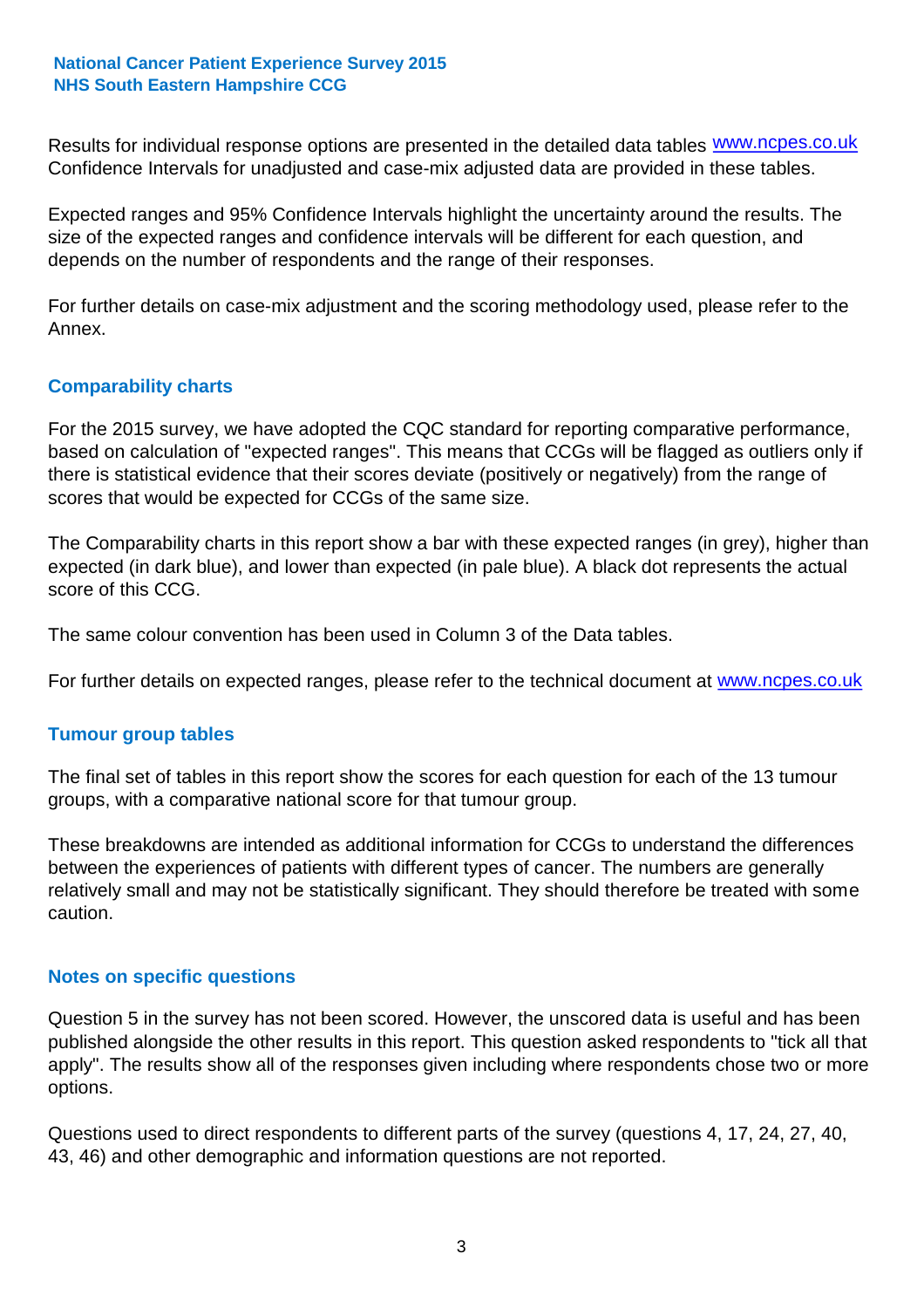Results for individual response options are presented in the detailed data tables www.ncpes.co.uk Confidence Intervals for unadjusted and case-mix adjusted data are provided in these tables.

Expected ranges and 95% Confidence Intervals highlight the uncertainty around the results. The size of the expected ranges and confidence intervals will be different for each question, and depends on the number of respondents and the range of their responses.

For further details on case-mix adjustment and the scoring methodology used, please refer to the Annex.

## Comparability charts

For the 2015 survey, we have adopted the CQC standard for reporting comparative performance, based on calculation of "expected ranges". This means that CCGs will be flagged as outliers only if there is statistical evidence that their scores deviate (positively or negatively) from the range of scores that would be expected for CCGs of the same size.

The Comparability charts in this report show a bar with these expected ranges (in grey), higher than expected (in dark blue), and lower than expected (in pale blue). A black dot represents the actual score of this CCG.

The same colour convention has been used in Column 3 of the Data tables.

For further details on expected ranges, please refer to the technical document at www.ncpes.co.uk

## Tumour group tables

The final set of tables in this report show the scores for each question for each of the 13 tumour groups, with a comparative national score for that tumour group.

These breakdowns are intended as additional information for CCGs to understand the differences between the experiences of patients with different types of cancer. The numbers are generally relatively small and may not be statistically significant. They should therefore be treated with some caution.

## Notes on specific questions

Question 5 in the survey has not been scored. However, the unscored data is useful and has been published alongside the other results in this report. This question asked respondents to "tick all that apply". The results show all of the responses given including where respondents chose two or more options.

Questions used to direct respondents to different parts of the survey (questions 4, 17, 24, 27, 40, 43, 46) and other demographic and information questions are not reported.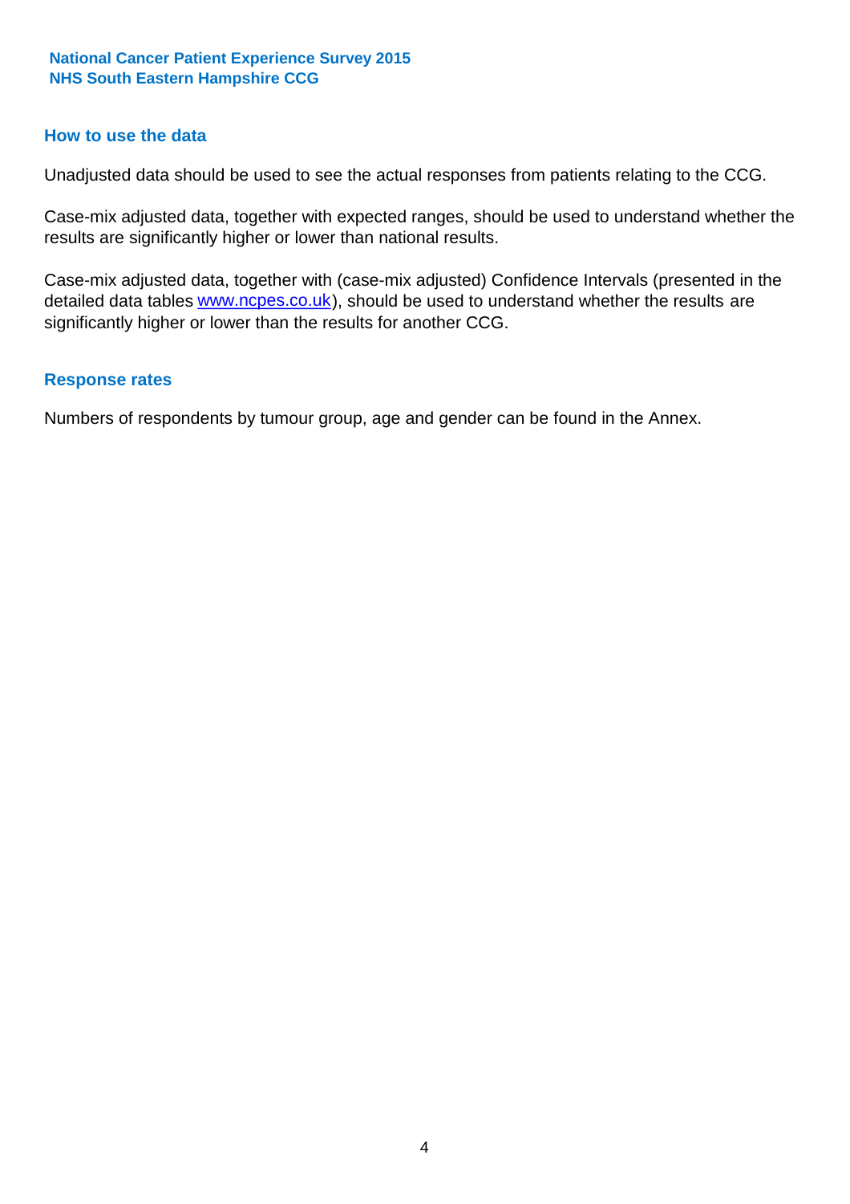## How to use the data

Unadjusted data should be used to see the actual responses from patients relating to the CCG.

Case-mix adjusted data, together with expected ranges, should be used to understand whether the results are significantly higher or lower than national results.

Case-mix adjusted data, together with (case-mix adjusted) Confidence Intervals (presented in the detailed data tables www.ncpes.co.uk), should be used to understand whether the results are significantly higher or lower than the results for another CCG.

## Response rates

Numbers of respondents by tumour group, age and gender can be found in the Annex.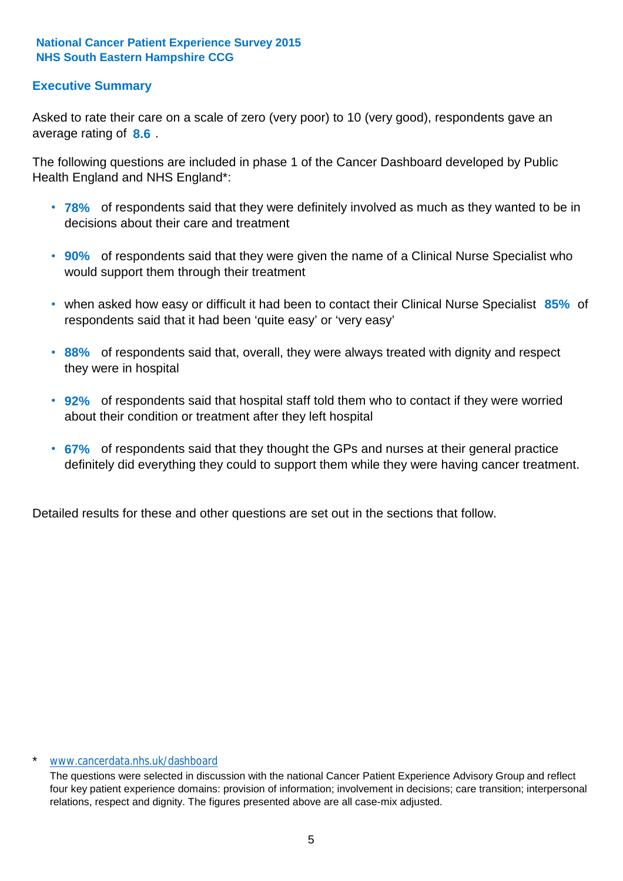**National Cancer Patient Experience Survey 2015**
**NHS South Eastern Hampshire CCG**

## Executive Summary

Asked to rate their care on a scale of zero (very poor) to 10 (very good), respondents gave an average rating of **8.6** .

The following questions are included in phase 1 of the Cancer Dashboard developed by Public Health England and NHS England*:

- **78%** of respondents said that they were definitely involved as much as they wanted to be in decisions about their care and treatment
- **90%** of respondents said that they were given the name of a Clinical Nurse Specialist who would support them through their treatment
- when asked how easy or difficult it had been to contact their Clinical Nurse Specialist **85%** of respondents said that it had been 'quite easy' or 'very easy'
- **88%** of respondents said that, overall, they were always treated with dignity and respect they were in hospital
- **92%** of respondents said that hospital staff told them who to contact if they were worried about their condition or treatment after they left hospital
- **67%** of respondents said that they thought the GPs and nurses at their general practice definitely did everything they could to support them while they were having cancer treatment.

Detailed results for these and other questions are set out in the sections that follow.

* www.cancerdata.nhs.uk/dashboard

The questions were selected in discussion with the national Cancer Patient Experience Advisory Group and reflect four key patient experience domains: provision of information; involvement in decisions; care transition; interpersonal relations, respect and dignity. The figures presented above are all case-mix adjusted.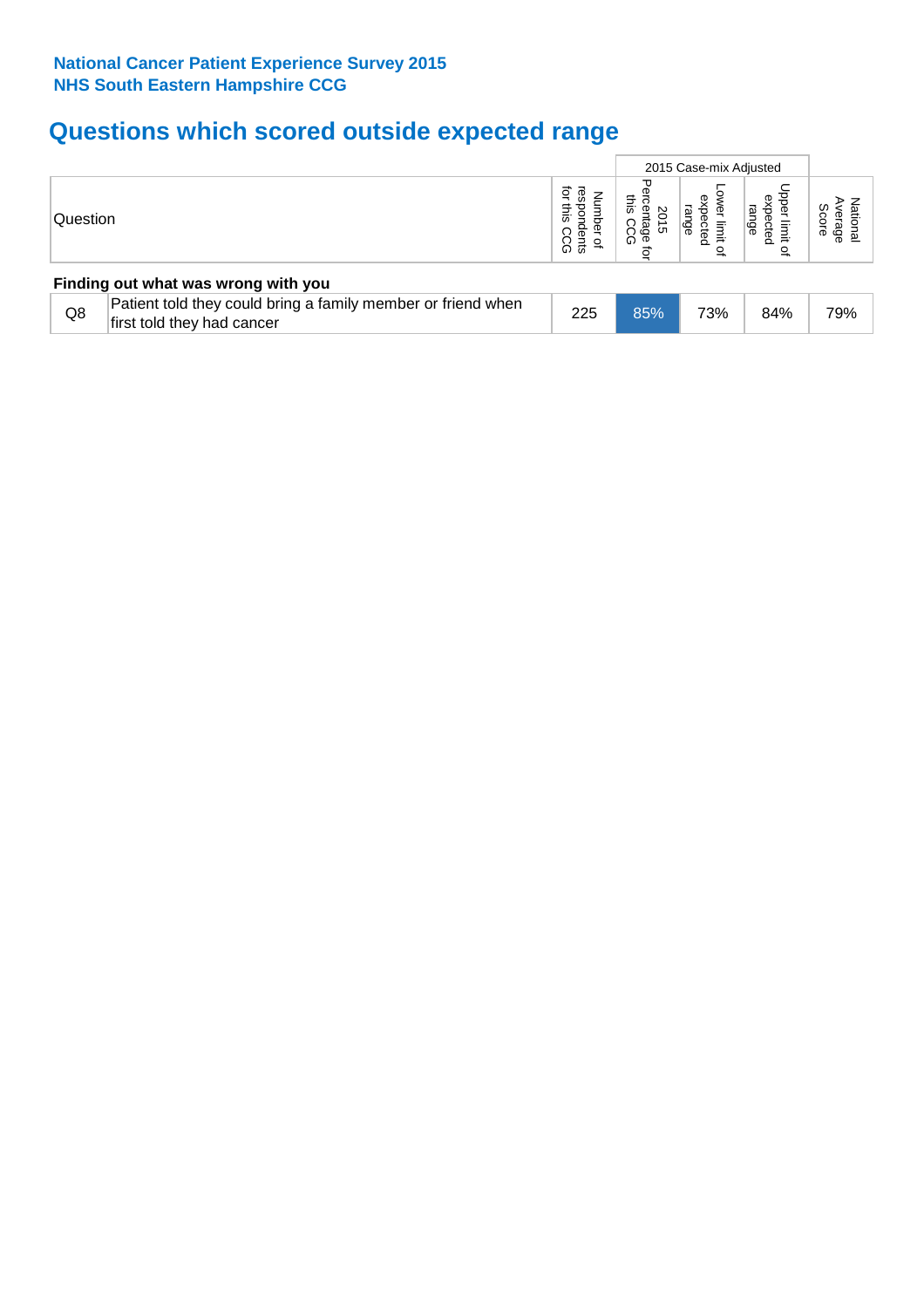**National Cancer Patient Experience Survey 2015**
**NHS South Eastern Hampshire CCG**

# Questions which scored outside expected range

| | | | 2015 Case-mix Adjusted | | | |
|---|---|---|---|---|---|---|
| Question | | Number of respondents for this CCG | 2015 Percentage for this CCG | Lower limit of expected range | Upper limit of expected range | National Average Score |
| **Finding out what was wrong with you** | | | | | | |
| Q8 | Patient told they could bring a family member or friend when first told they had cancer | 225 | 85% | 73% | 84% | 79% |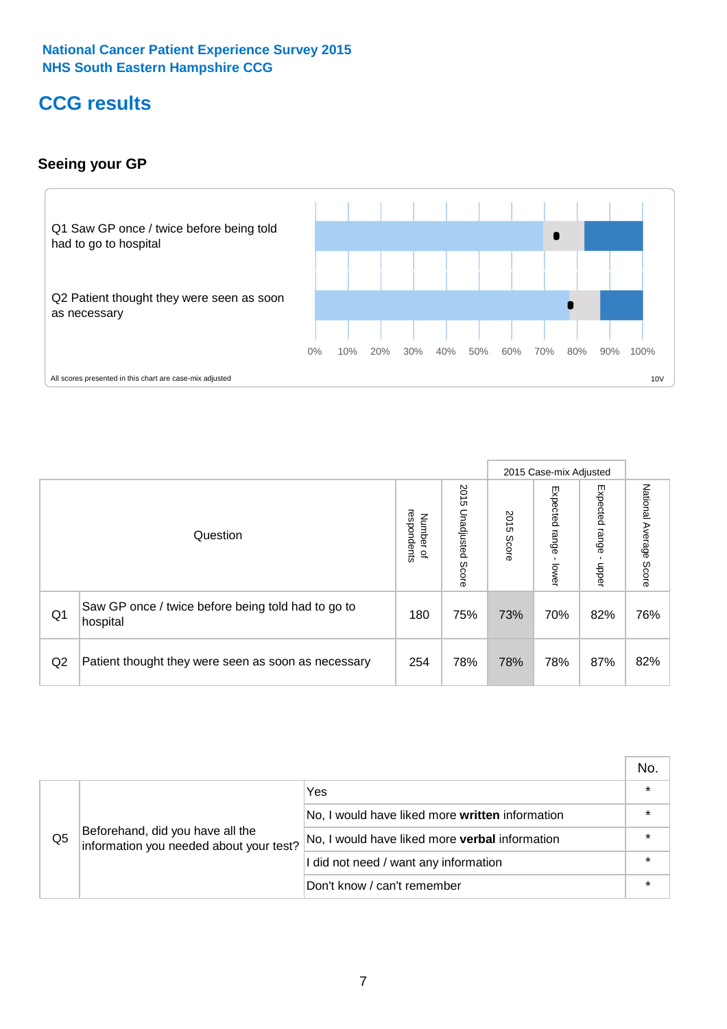National Cancer Patient Experience Survey 2015
NHS South Eastern Hampshire CCG

# CCG results

## Seeing your GP

Q1 Saw GP once / twice before being told had to go to hospital

Q2 Patient thought they were seen as soon as necessary

0% 10% 20% 30% 40% 50% 60% 70% 80% 90% 100%

All scores presented in this chart are case-mix adjusted

10V

| | Question | Number of respondents | 2015 Unadjusted Score | 2015 Case-mix Adjusted: 2015 Score | 2015 Case-mix Adjusted: Expected range - lower | 2015 Case-mix Adjusted: Expected range - upper | National Average Score |
|---|---|---|---|---|---|---|---|
| Q1 | Saw GP once / twice before being told had to go to hospital | 180 | 75% | 73% | 70% | 82% | 76% |
| Q2 | Patient thought they were seen as soon as necessary | 254 | 78% | 78% | 78% | 87% | 82% |

| | | | No. |
|---|---|---|---|
| Q5 | Beforehand, did you have all the information you needed about your test? | Yes | * |
| | | No, I would have liked more **written** information | * |
| | | No, I would have liked more **verbal** information | * |
| | | I did not need / want any information | * |
| | | Don't know / can't remember | * |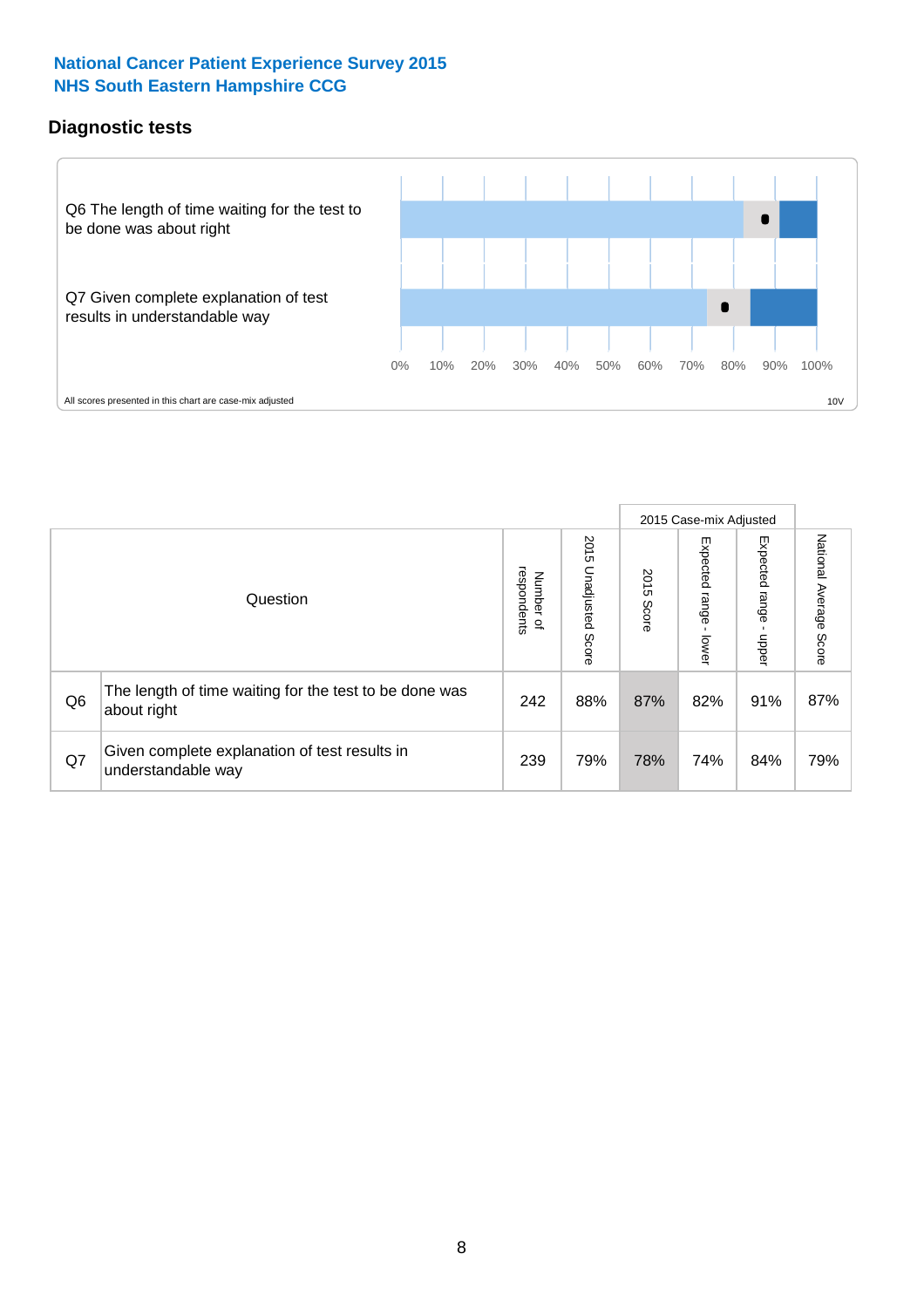National Cancer Patient Experience Survey 2015
NHS South Eastern Hampshire CCG

## Diagnostic tests

Q6 The length of time waiting for the test to be done was about right

Q7 Given complete explanation of test results in understandable way

0% 10% 20% 30% 40% 50% 60% 70% 80% 90% 100%

All scores presented in this chart are case-mix adjusted

10V

| Question | | Number of respondents | 2015 Unadjusted Score | 2015 Case-mix Adjusted 2015 Score | 2015 Case-mix Adjusted Expected range - lower | 2015 Case-mix Adjusted Expected range - upper | National Average Score |
|---|---|---|---|---|---|---|---|
| Q6 | The length of time waiting for the test to be done was about right | 242 | 88% | 87% | 82% | 91% | 87% |
| Q7 | Given complete explanation of test results in understandable way | 239 | 79% | 78% | 74% | 84% | 79% |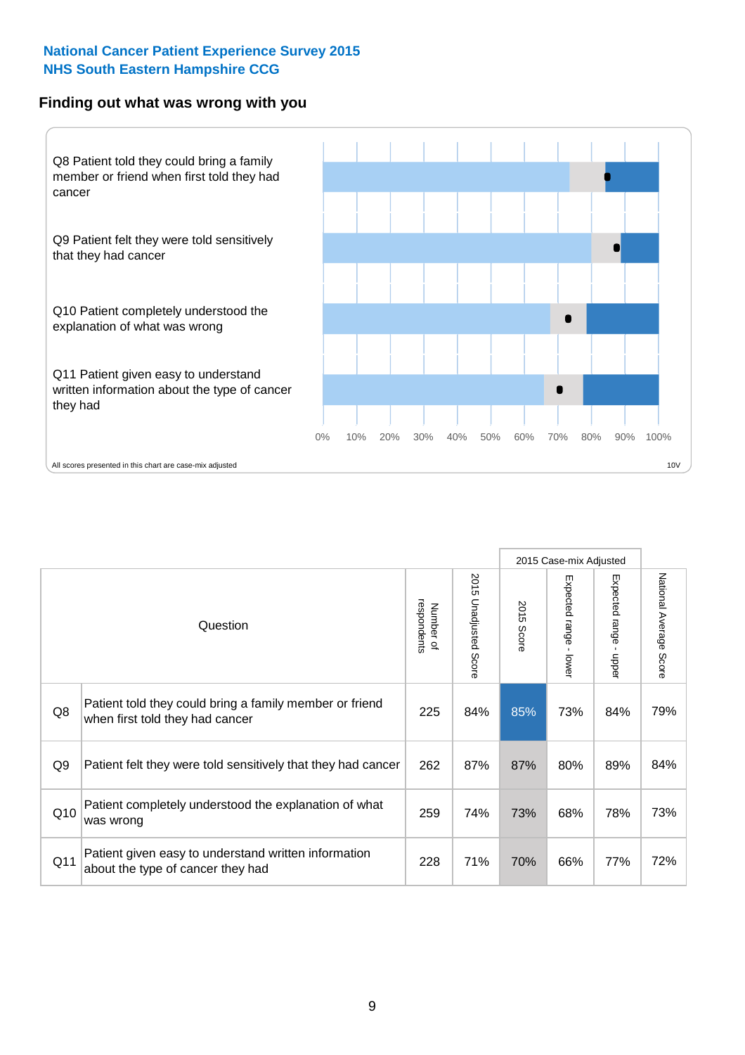**National Cancer Patient Experience Survey 2015**
**NHS South Eastern Hampshire CCG**

## Finding out what was wrong with you

Q8 Patient told they could bring a family member or friend when first told they had cancer

Q9 Patient felt they were told sensitively that they had cancer

Q10 Patient completely understood the explanation of what was wrong

Q11 Patient given easy to understand written information about the type of cancer they had

0% 10% 20% 30% 40% 50% 60% 70% 80% 90% 100%

All scores presented in this chart are case-mix adjusted

10V

| | Question | Number of respondents | 2015 Unadjusted Score | 2015 Case-mix Adjusted: 2015 Score | 2015 Case-mix Adjusted: Expected range - lower | 2015 Case-mix Adjusted: Expected range - upper | National Average Score |
|---|---|---|---|---|---|---|---|
| Q8 | Patient told they could bring a family member or friend when first told they had cancer | 225 | 84% | 85% | 73% | 84% | 79% |
| Q9 | Patient felt they were told sensitively that they had cancer | 262 | 87% | 87% | 80% | 89% | 84% |
| Q10 | Patient completely understood the explanation of what was wrong | 259 | 74% | 73% | 68% | 78% | 73% |
| Q11 | Patient given easy to understand written information about the type of cancer they had | 228 | 71% | 70% | 66% | 77% | 72% |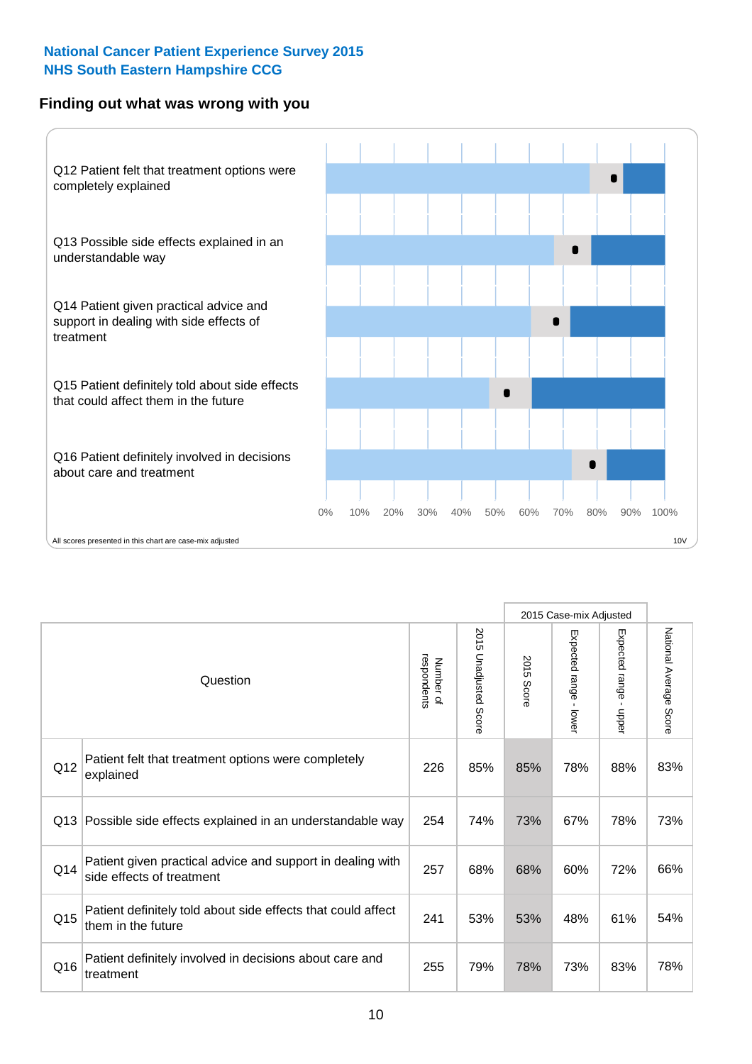National Cancer Patient Experience Survey 2015
NHS South Eastern Hampshire CCG

## Finding out what was wrong with you

Q12 Patient felt that treatment options were completely explained

Q13 Possible side effects explained in an understandable way

Q14 Patient given practical advice and support in dealing with side effects of treatment

Q15 Patient definitely told about side effects that could affect them in the future

Q16 Patient definitely involved in decisions about care and treatment

0% 10% 20% 30% 40% 50% 60% 70% 80% 90% 100%

All scores presented in this chart are case-mix adjusted

10V

| Question | | Number of respondents | 2015 Unadjusted Score | 2015 Case-mix Adjusted | | | National Average Score |
|---|---|---|---|---|---|---|---|
| | | | | 2015 Score | Expected range - lower | Expected range - upper | |
| Q12 | Patient felt that treatment options were completely explained | 226 | 85% | 85% | 78% | 88% | 83% |
| Q13 | Possible side effects explained in an understandable way | 254 | 74% | 73% | 67% | 78% | 73% |
| Q14 | Patient given practical advice and support in dealing with side effects of treatment | 257 | 68% | 68% | 60% | 72% | 66% |
| Q15 | Patient definitely told about side effects that could affect them in the future | 241 | 53% | 53% | 48% | 61% | 54% |
| Q16 | Patient definitely involved in decisions about care and treatment | 255 | 79% | 78% | 73% | 83% | 78% |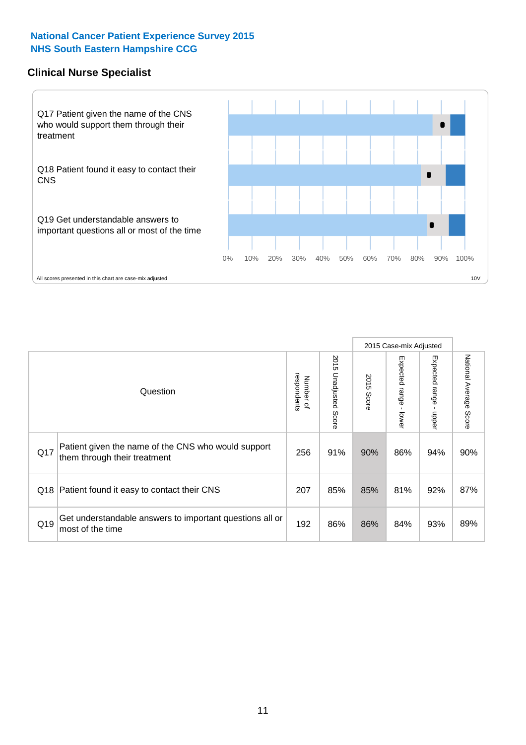National Cancer Patient Experience Survey 2015
NHS South Eastern Hampshire CCG

## Clinical Nurse Specialist

Q17 Patient given the name of the CNS who would support them through their treatment

Q18 Patient found it easy to contact their CNS

Q19 Get understandable answers to important questions all or most of the time

0% 10% 20% 30% 40% 50% 60% 70% 80% 90% 100%

All scores presented in this chart are case-mix adjusted

10V

| | Question | Number of respondents | 2015 Unadjusted Score | 2015 Case-mix Adjusted: 2015 Score | 2015 Case-mix Adjusted: Expected range - lower | 2015 Case-mix Adjusted: Expected range - upper | National Average Score |
|---|---|---|---|---|---|---|---|
| Q17 | Patient given the name of the CNS who would support them through their treatment | 256 | 91% | 90% | 86% | 94% | 90% |
| Q18 | Patient found it easy to contact their CNS | 207 | 85% | 85% | 81% | 92% | 87% |
| Q19 | Get understandable answers to important questions all or most of the time | 192 | 86% | 86% | 84% | 93% | 89% |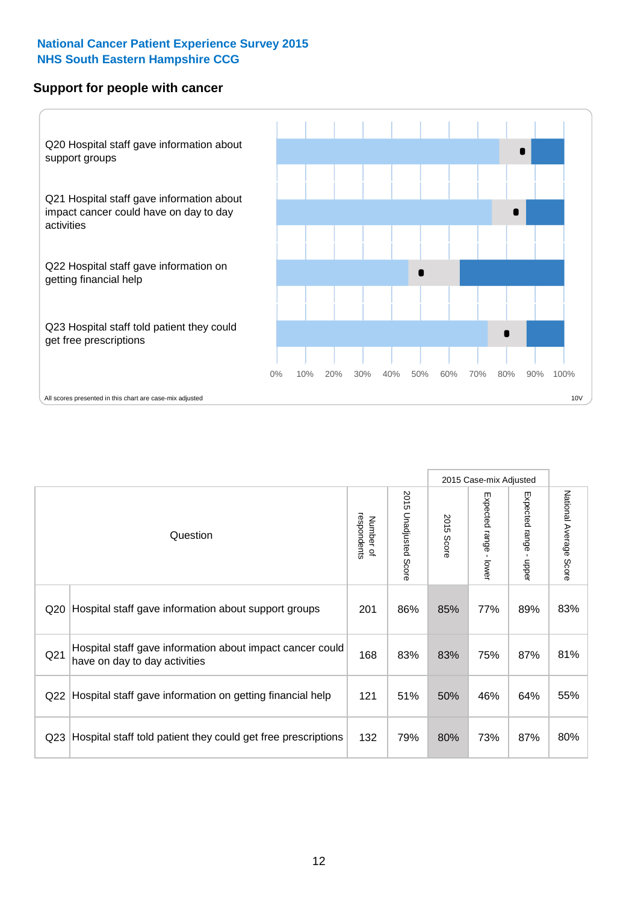**National Cancer Patient Experience Survey 2015**
**NHS South Eastern Hampshire CCG**

## Support for people with cancer

Q20 Hospital staff gave information about support groups

Q21 Hospital staff gave information about impact cancer could have on day to day activities

Q22 Hospital staff gave information on getting financial help

Q23 Hospital staff told patient they could get free prescriptions

0% 10% 20% 30% 40% 50% 60% 70% 80% 90% 100%

All scores presented in this chart are case-mix adjusted

10V

| | Question | Number of respondents | 2015 Unadjusted Score | 2015 Case-mix Adjusted: 2015 Score | 2015 Case-mix Adjusted: Expected range - lower | 2015 Case-mix Adjusted: Expected range - upper | National Average Score |
|---|---|---|---|---|---|---|---|
| Q20 | Hospital staff gave information about support groups | 201 | 86% | 85% | 77% | 89% | 83% |
| Q21 | Hospital staff gave information about impact cancer could have on day to day activities | 168 | 83% | 83% | 75% | 87% | 81% |
| Q22 | Hospital staff gave information on getting financial help | 121 | 51% | 50% | 46% | 64% | 55% |
| Q23 | Hospital staff told patient they could get free prescriptions | 132 | 79% | 80% | 73% | 87% | 80% |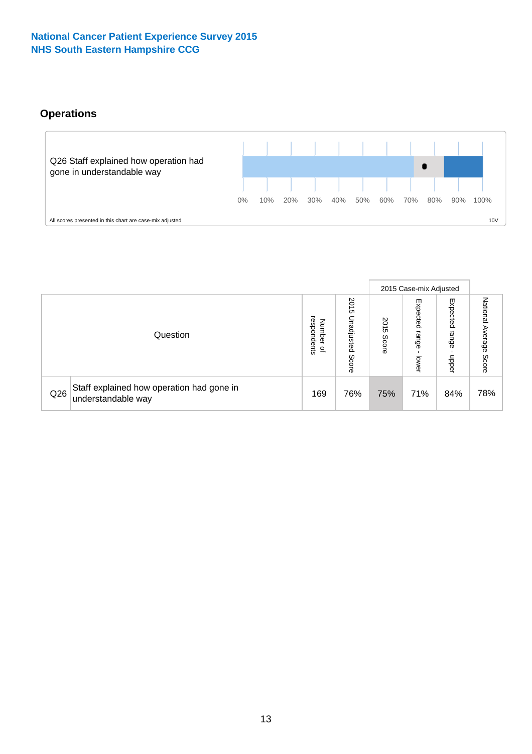National Cancer Patient Experience Survey 2015
NHS South Eastern Hampshire CCG

## Operations

Q26 Staff explained how operation had gone in understandable way

0% 10% 20% 30% 40% 50% 60% 70% 80% 90% 100%

All scores presented in this chart are case-mix adjusted

10V

| | Question | Number of respondents | 2015 Unadjusted Score | 2015 Case-mix Adjusted: 2015 Score | 2015 Case-mix Adjusted: Expected range - lower | 2015 Case-mix Adjusted: Expected range - upper | National Average Score |
|---|---|---|---|---|---|---|---|
| Q26 | Staff explained how operation had gone in understandable way | 169 | 76% | 75% | 71% | 84% | 78% |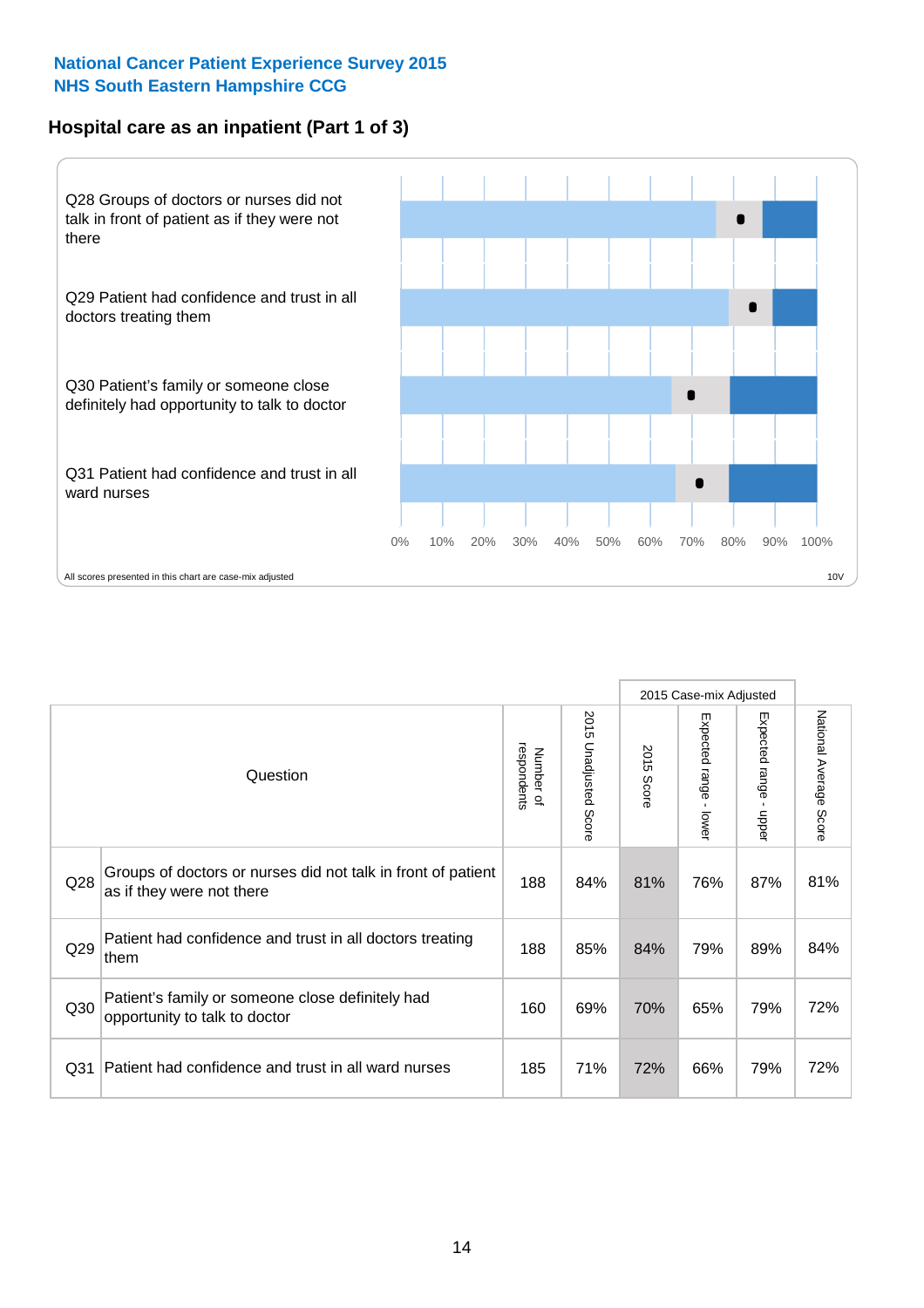**National Cancer Patient Experience Survey 2015**
**NHS South Eastern Hampshire CCG**

## Hospital care as an inpatient (Part 1 of 3)

Q28 Groups of doctors or nurses did not talk in front of patient as if they were not there

Q29 Patient had confidence and trust in all doctors treating them

Q30 Patient's family or someone close definitely had opportunity to talk to doctor

Q31 Patient had confidence and trust in all ward nurses

0% 10% 20% 30% 40% 50% 60% 70% 80% 90% 100%

All scores presented in this chart are case-mix adjusted

10V

| | Question | Number of respondents | 2015 Unadjusted Score | 2015 Case-mix Adjusted: 2015 Score | 2015 Case-mix Adjusted: Expected range - lower | 2015 Case-mix Adjusted: Expected range - upper | National Average Score |
|---|---|---|---|---|---|---|---|
| Q28 | Groups of doctors or nurses did not talk in front of patient as if they were not there | 188 | 84% | 81% | 76% | 87% | 81% |
| Q29 | Patient had confidence and trust in all doctors treating them | 188 | 85% | 84% | 79% | 89% | 84% |
| Q30 | Patient's family or someone close definitely had opportunity to talk to doctor | 160 | 69% | 70% | 65% | 79% | 72% |
| Q31 | Patient had confidence and trust in all ward nurses | 185 | 71% | 72% | 66% | 79% | 72% |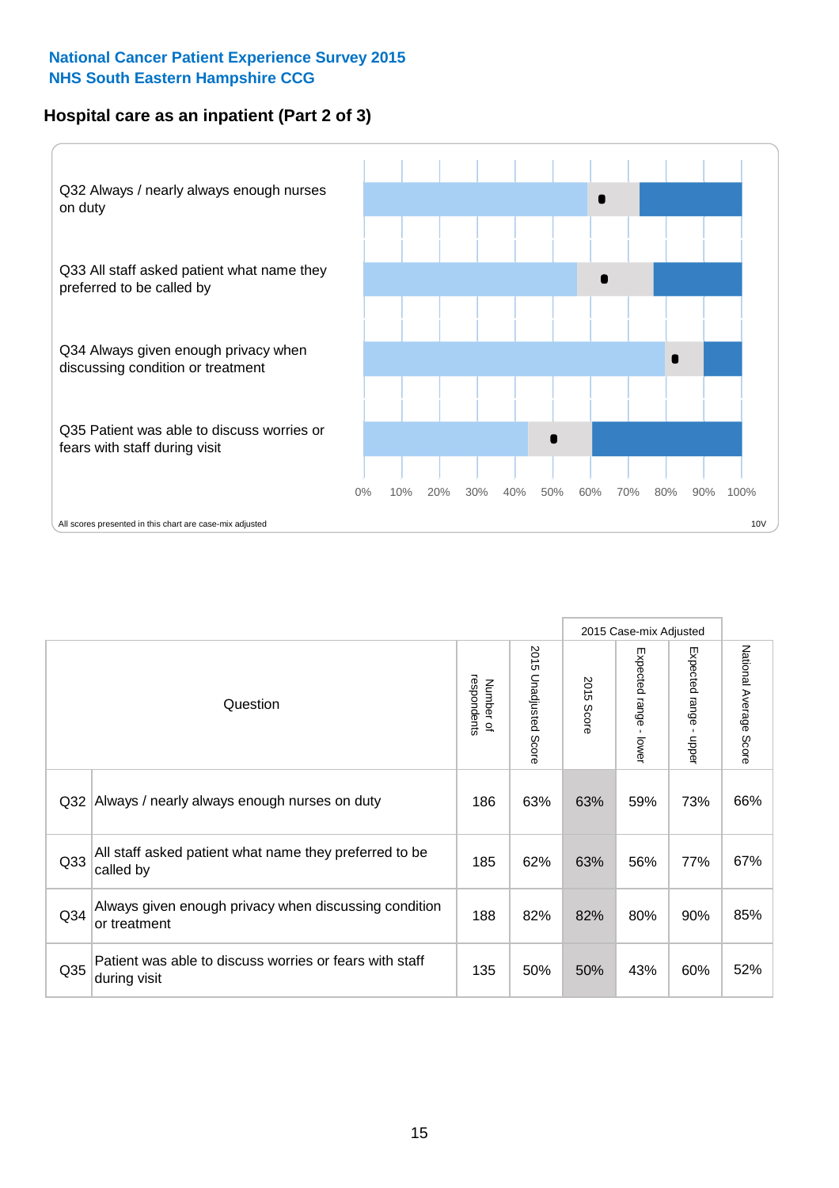National Cancer Patient Experience Survey 2015
NHS South Eastern Hampshire CCG

## Hospital care as an inpatient (Part 2 of 3)

Q32 Always / nearly always enough nurses on duty

Q33 All staff asked patient what name they preferred to be called by

Q34 Always given enough privacy when discussing condition or treatment

Q35 Patient was able to discuss worries or fears with staff during visit

0% 10% 20% 30% 40% 50% 60% 70% 80% 90% 100%

All scores presented in this chart are case-mix adjusted

10V

| Question | | Number of respondents | 2015 Unadjusted Score | 2015 Case-mix Adjusted | | | National Average Score |
|---|---|---|---|---|---|---|---|
| | | | | 2015 Score | Expected range - lower | Expected range - upper | |
| Q32 | Always / nearly always enough nurses on duty | 186 | 63% | 63% | 59% | 73% | 66% |
| Q33 | All staff asked patient what name they preferred to be called by | 185 | 62% | 63% | 56% | 77% | 67% |
| Q34 | Always given enough privacy when discussing condition or treatment | 188 | 82% | 82% | 80% | 90% | 85% |
| Q35 | Patient was able to discuss worries or fears with staff during visit | 135 | 50% | 50% | 43% | 60% | 52% |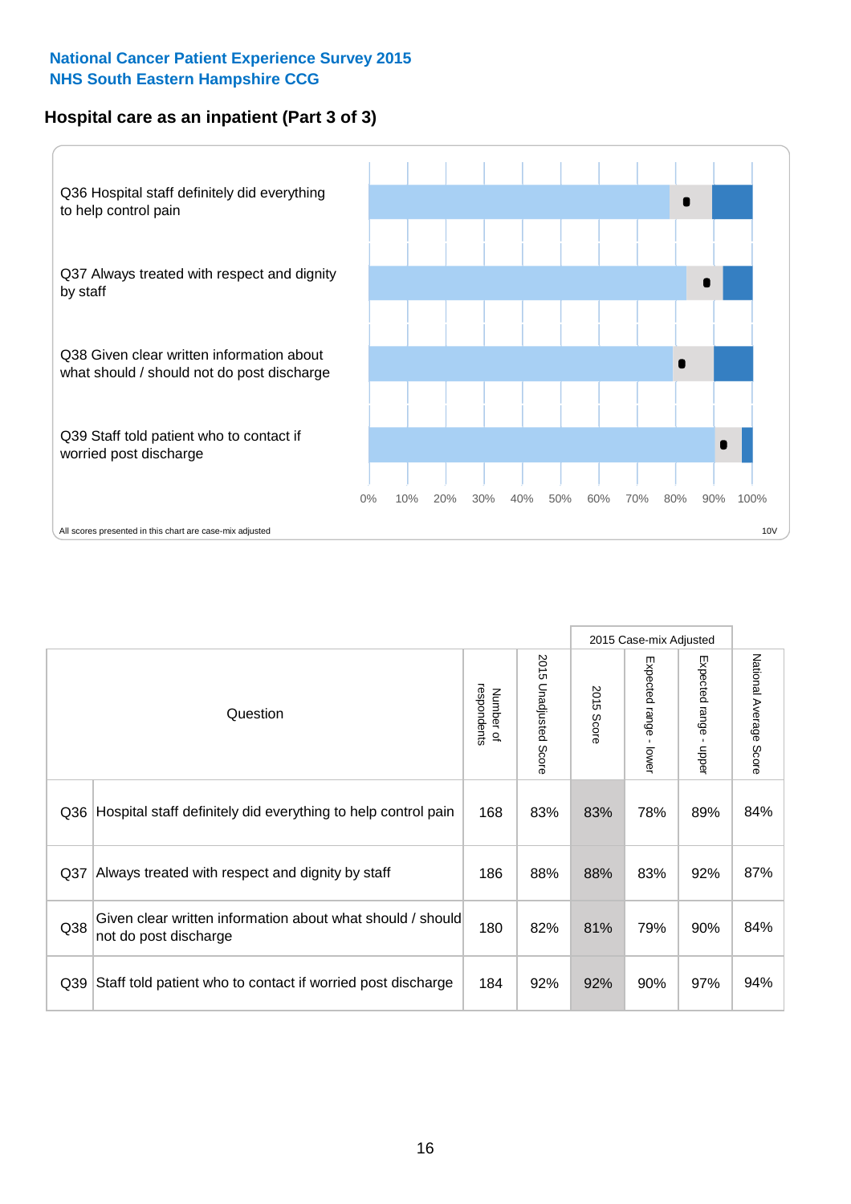**National Cancer Patient Experience Survey 2015**
**NHS South Eastern Hampshire CCG**

## Hospital care as an inpatient (Part 3 of 3)

Q36 Hospital staff definitely did everything to help control pain

Q37 Always treated with respect and dignity by staff

Q38 Given clear written information about what should / should not do post discharge

Q39 Staff told patient who to contact if worried post discharge

0% 10% 20% 30% 40% 50% 60% 70% 80% 90% 100%

All scores presented in this chart are case-mix adjusted

10V

| Question | | Number of respondents | 2015 Unadjusted Score | 2015 Case-mix Adjusted | | | National Average Score |
|---|---|---|---|---|---|---|---|
| | | | | 2015 Score | Expected range - lower | Expected range - upper | |
| Q36 | Hospital staff definitely did everything to help control pain | 168 | 83% | 83% | 78% | 89% | 84% |
| Q37 | Always treated with respect and dignity by staff | 186 | 88% | 88% | 83% | 92% | 87% |
| Q38 | Given clear written information about what should / should not do post discharge | 180 | 82% | 81% | 79% | 90% | 84% |
| Q39 | Staff told patient who to contact if worried post discharge | 184 | 92% | 92% | 90% | 97% | 94% |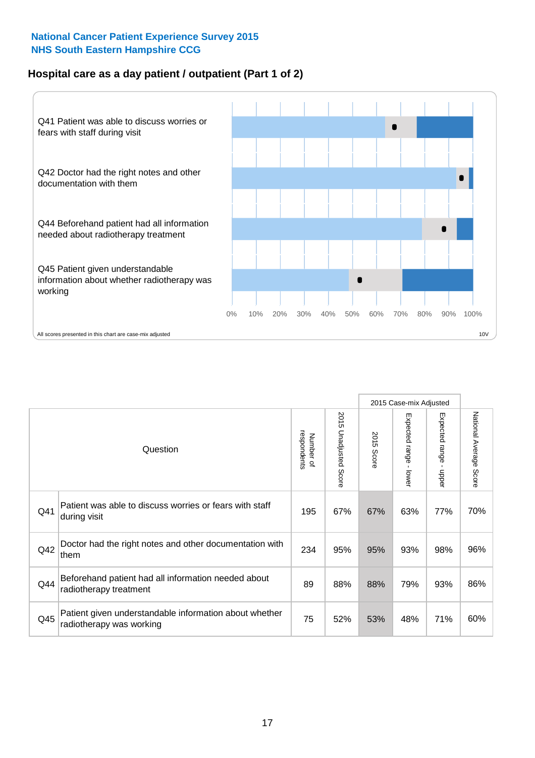National Cancer Patient Experience Survey 2015
NHS South Eastern Hampshire CCG

## Hospital care as a day patient / outpatient (Part 1 of 2)

Q41 Patient was able to discuss worries or fears with staff during visit

Q42 Doctor had the right notes and other documentation with them

Q44 Beforehand patient had all information needed about radiotherapy treatment

Q45 Patient given understandable information about whether radiotherapy was working

0% 10% 20% 30% 40% 50% 60% 70% 80% 90% 100%

All scores presented in this chart are case-mix adjusted

10V

| Question | | Number of respondents | 2015 Unadjusted Score | 2015 Case-mix Adjusted | | | National Average Score |
|---|---|---|---|---|---|---|---|
| | | | | 2015 Score | Expected range - lower | Expected range - upper | |
| Q41 | Patient was able to discuss worries or fears with staff during visit | 195 | 67% | 67% | 63% | 77% | 70% |
| Q42 | Doctor had the right notes and other documentation with them | 234 | 95% | 95% | 93% | 98% | 96% |
| Q44 | Beforehand patient had all information needed about radiotherapy treatment | 89 | 88% | 88% | 79% | 93% | 86% |
| Q45 | Patient given understandable information about whether radiotherapy was working | 75 | 52% | 53% | 48% | 71% | 60% |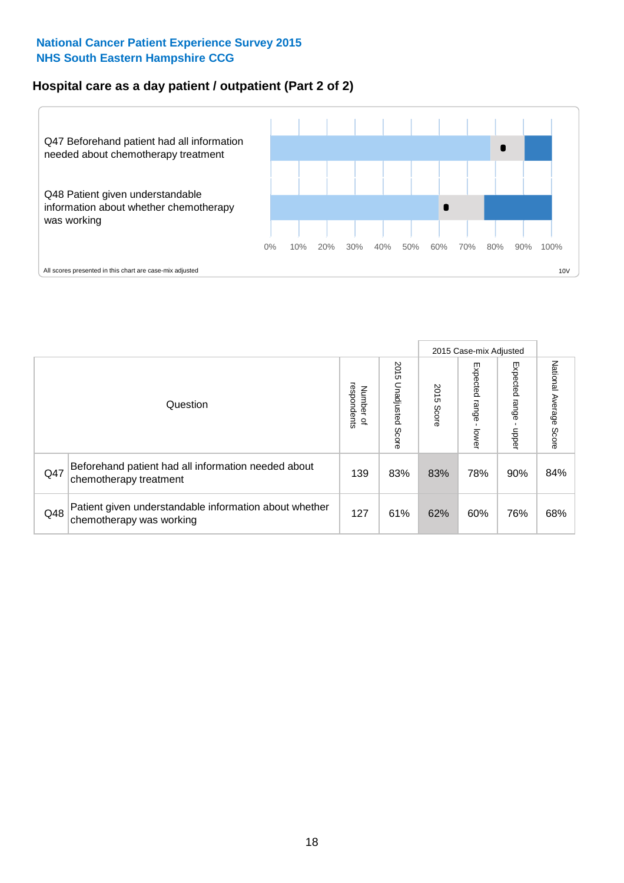National Cancer Patient Experience Survey 2015
NHS South Eastern Hampshire CCG

## Hospital care as a day patient / outpatient (Part 2 of 2)

Q47 Beforehand patient had all information needed about chemotherapy treatment

Q48 Patient given understandable information about whether chemotherapy was working

0% 10% 20% 30% 40% 50% 60% 70% 80% 90% 100%

All scores presented in this chart are case-mix adjusted

10V

| Question | | Number of respondents | 2015 Unadjusted Score | 2015 Case-mix Adjusted 2015 Score | 2015 Case-mix Adjusted Expected range - lower | 2015 Case-mix Adjusted Expected range - upper | National Average Score |
|---|---|---|---|---|---|---|---|
| Q47 | Beforehand patient had all information needed about chemotherapy treatment | 139 | 83% | 83% | 78% | 90% | 84% |
| Q48 | Patient given understandable information about whether chemotherapy was working | 127 | 61% | 62% | 60% | 76% | 68% |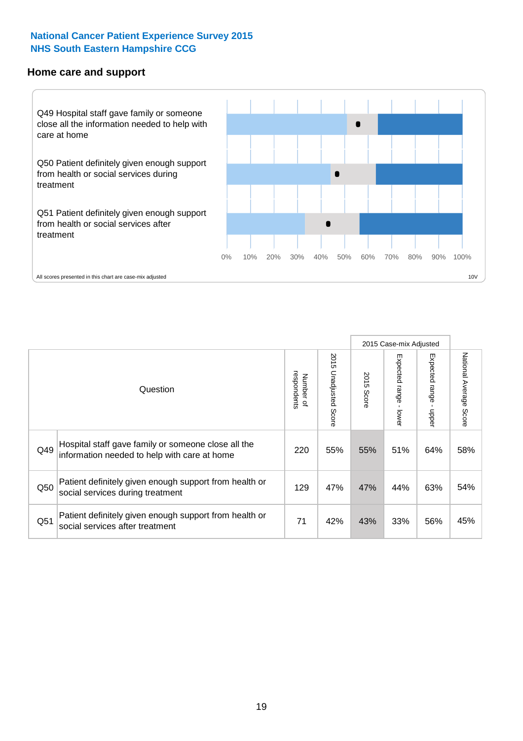National Cancer Patient Experience Survey 2015
NHS South Eastern Hampshire CCG

## Home care and support

Q49 Hospital staff gave family or someone close all the information needed to help with care at home

Q50 Patient definitely given enough support from health or social services during treatment

Q51 Patient definitely given enough support from health or social services after treatment

0% 10% 20% 30% 40% 50% 60% 70% 80% 90% 100%

All scores presented in this chart are case-mix adjusted

10V

| | Question | Number of respondents | 2015 Unadjusted Score | 2015 Case-mix Adjusted | | | National Average Score |
|---|---|---|---|---|---|---|---|
| | | | | 2015 Score | Expected range - lower | Expected range - upper | |
| Q49 | Hospital staff gave family or someone close all the information needed to help with care at home | 220 | 55% | 55% | 51% | 64% | 58% |
| Q50 | Patient definitely given enough support from health or social services during treatment | 129 | 47% | 47% | 44% | 63% | 54% |
| Q51 | Patient definitely given enough support from health or social services after treatment | 71 | 42% | 43% | 33% | 56% | 45% |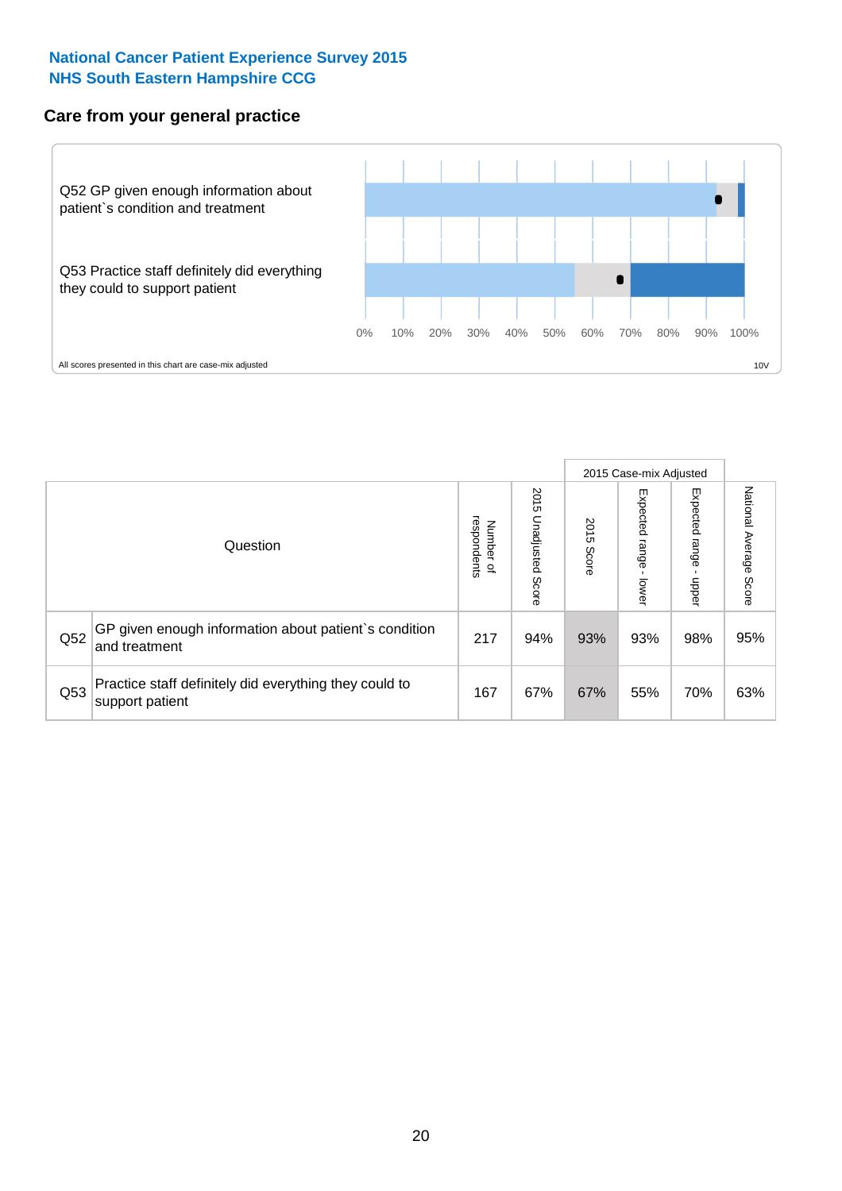**National Cancer Patient Experience Survey 2015**
**NHS South Eastern Hampshire CCG**

## Care from your general practice

Q52 GP given enough information about patient`s condition and treatment

Q53 Practice staff definitely did everything they could to support patient

0% 10% 20% 30% 40% 50% 60% 70% 80% 90% 100%

All scores presented in this chart are case-mix adjusted

10V

| Question | | Number of respondents | 2015 Unadjusted Score | 2015 Case-mix Adjusted 2015 Score | 2015 Case-mix Adjusted Expected range - lower | 2015 Case-mix Adjusted Expected range - upper | National Average Score |
|---|---|---|---|---|---|---|---|
| Q52 | GP given enough information about patient`s condition and treatment | 217 | 94% | 93% | 93% | 98% | 95% |
| Q53 | Practice staff definitely did everything they could to support patient | 167 | 67% | 67% | 55% | 70% | 63% |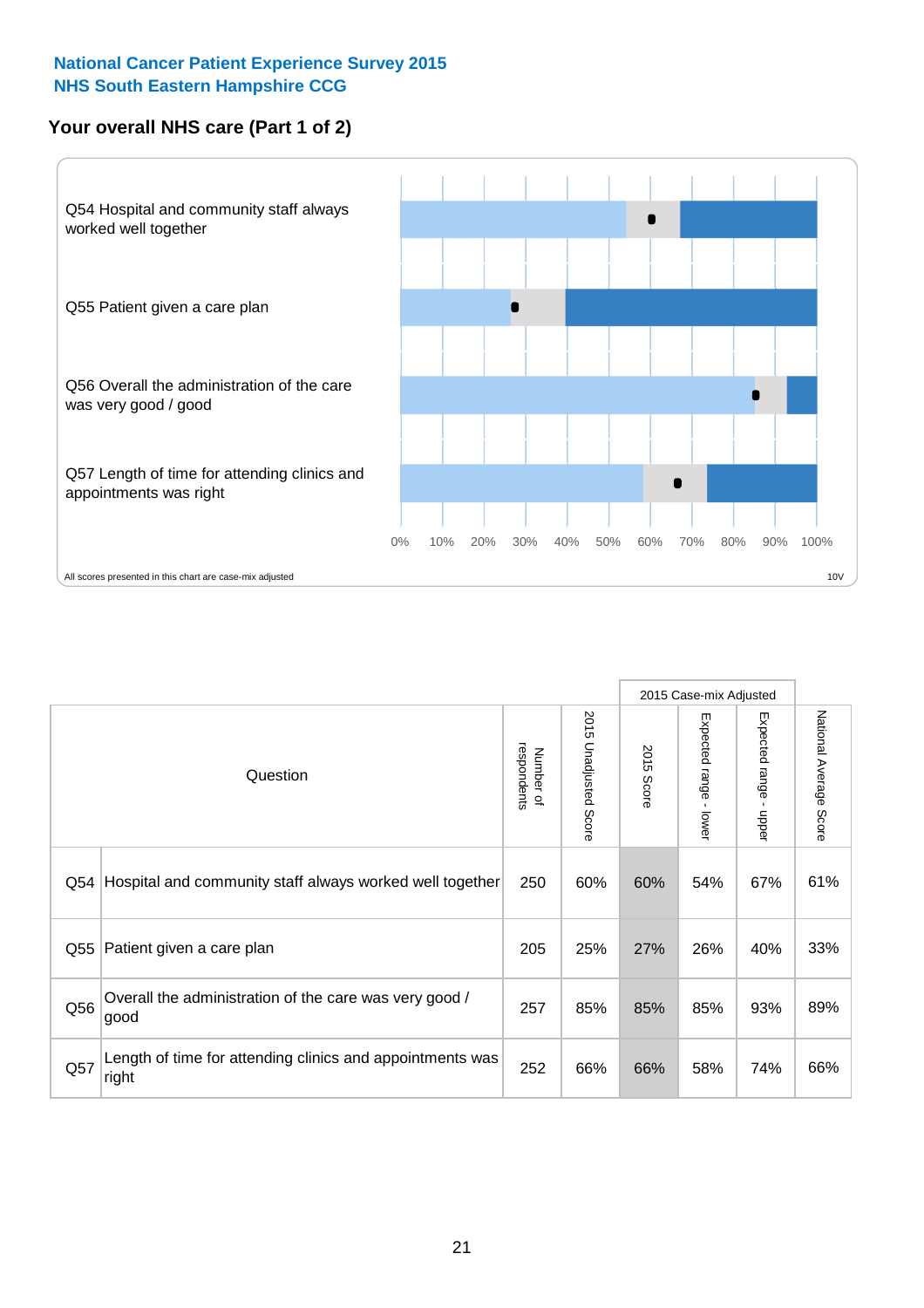National Cancer Patient Experience Survey 2015
NHS South Eastern Hampshire CCG

## Your overall NHS care (Part 1 of 2)

Q54 Hospital and community staff always worked well together

Q55 Patient given a care plan

Q56 Overall the administration of the care was very good / good

Q57 Length of time for attending clinics and appointments was right

0% 10% 20% 30% 40% 50% 60% 70% 80% 90% 100%

All scores presented in this chart are case-mix adjusted

10V

| | Question | Number of respondents | 2015 Unadjusted Score | 2015 Case-mix Adjusted | | | National Average Score |
|---|---|---|---|---|---|---|---|
| | | | | 2015 Score | Expected range - lower | Expected range - upper | |
| Q54 | Hospital and community staff always worked well together | 250 | 60% | 60% | 54% | 67% | 61% |
| Q55 | Patient given a care plan | 205 | 25% | 27% | 26% | 40% | 33% |
| Q56 | Overall the administration of the care was very good / good | 257 | 85% | 85% | 85% | 93% | 89% |
| Q57 | Length of time for attending clinics and appointments was right | 252 | 66% | 66% | 58% | 74% | 66% |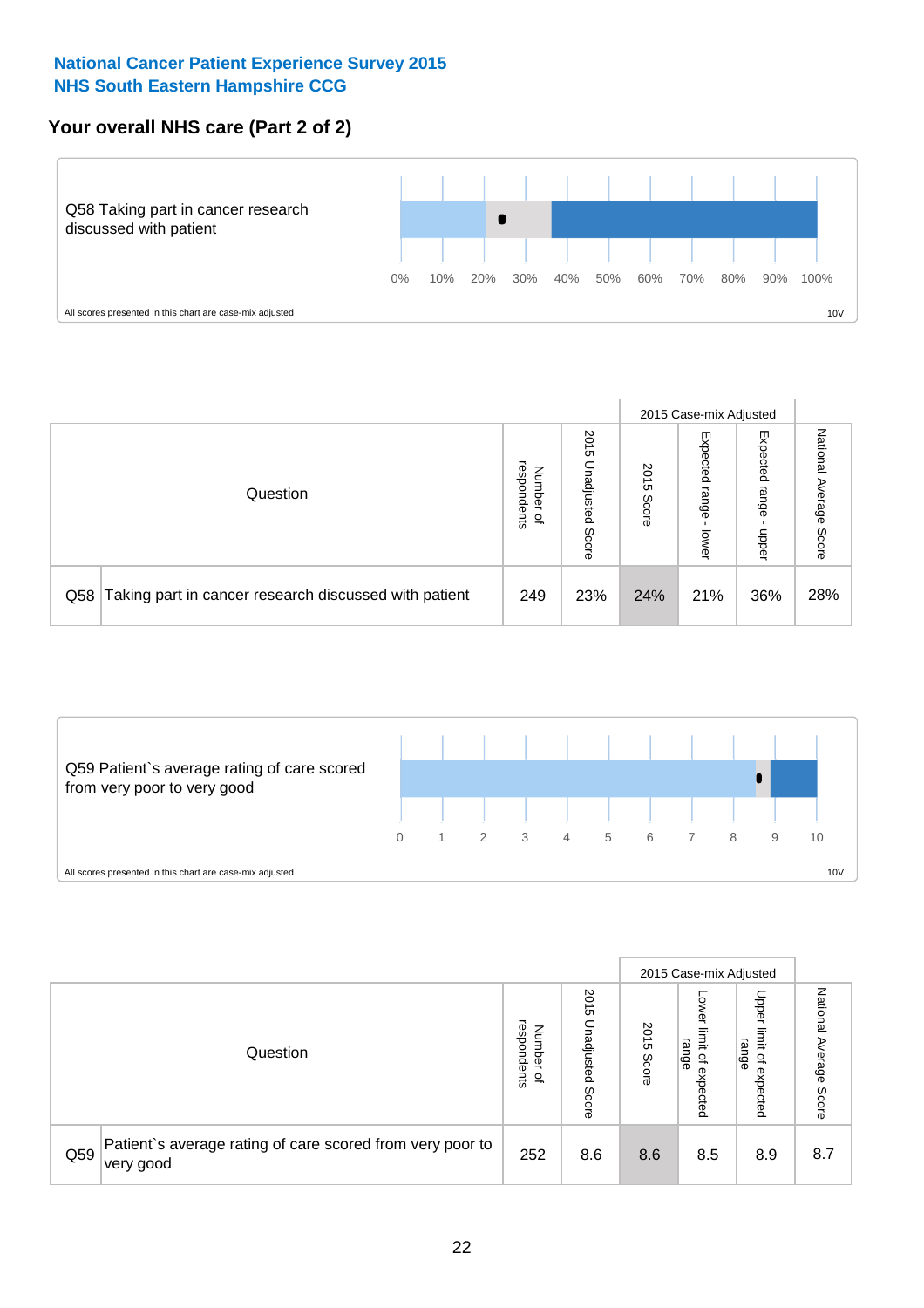**National Cancer Patient Experience Survey 2015**
**NHS South Eastern Hampshire CCG**

## Your overall NHS care (Part 2 of 2)

Q58 Taking part in cancer research discussed with patient

0% 10% 20% 30% 40% 50% 60% 70% 80% 90% 100%

All scores presented in this chart are case-mix adjusted

10V

| Question | | Number of respondents | 2015 Unadjusted Score | 2015 Case-mix Adjusted | | | National Average Score |
|---|---|---|---|---|---|---|---|
| | | | | 2015 Score | Expected range - lower | Expected range - upper | |
| Q58 | Taking part in cancer research discussed with patient | 249 | 23% | 24% | 21% | 36% | 28% |

Q59 Patient`s average rating of care scored from very poor to very good

0 1 2 3 4 5 6 7 8 9 10

All scores presented in this chart are case-mix adjusted

10V

| Question | | Number of respondents | 2015 Unadjusted Score | 2015 Case-mix Adjusted | | | National Average Score |
|---|---|---|---|---|---|---|---|
| | | | | 2015 Score | Lower limit of expected range | Upper limit of expected range | |
| Q59 | Patient`s average rating of care scored from very poor to very good | 252 | 8.6 | 8.6 | 8.5 | 8.9 | 8.7 |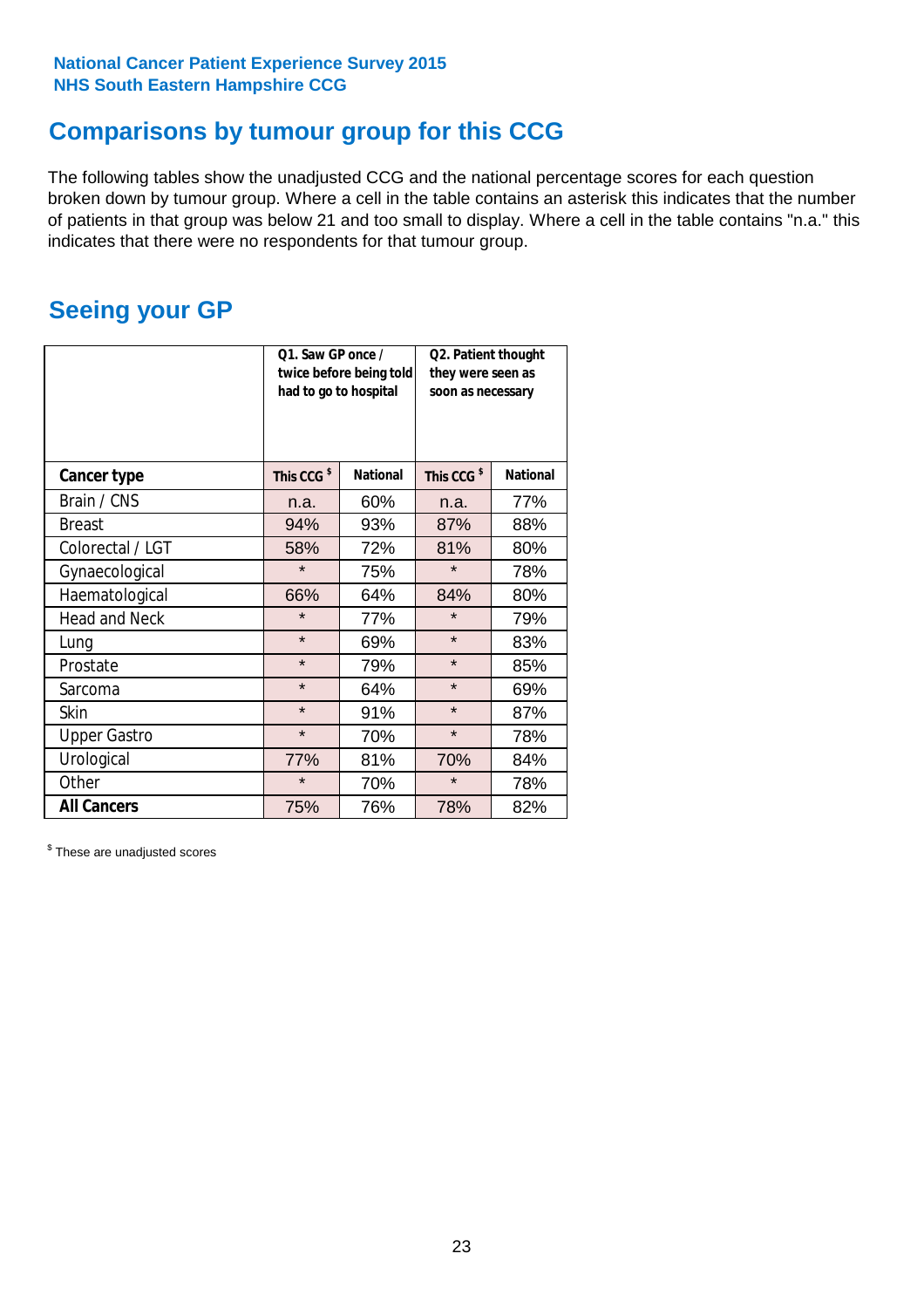National Cancer Patient Experience Survey 2015
NHS South Eastern Hampshire CCG

## Comparisons by tumour group for this CCG

The following tables show the unadjusted CCG and the national percentage scores for each question broken down by tumour group. Where a cell in the table contains an asterisk this indicates that the number of patients in that group was below 21 and too small to display. Where a cell in the table contains "n.a." this indicates that there were no respondents for that tumour group.

## Seeing your GP

| | Q1. Saw GP once / twice before being told had to go to hospital | | Q2. Patient thought they were seen as soon as necessary | |
|---|---|---|---|---|
| **Cancer type** | This CCG $ | National | This CCG $ | National |
| Brain / CNS | n.a. | 60% | n.a. | 77% |
| Breast | 94% | 93% | 87% | 88% |
| Colorectal / LGT | 58% | 72% | 81% | 80% |
| Gynaecological | * | 75% | * | 78% |
| Haematological | 66% | 64% | 84% | 80% |
| Head and Neck | * | 77% | * | 79% |
| Lung | * | 69% | * | 83% |
| Prostate | * | 79% | * | 85% |
| Sarcoma | * | 64% | * | 69% |
| Skin | * | 91% | * | 87% |
| Upper Gastro | * | 70% | * | 78% |
| Urological | 77% | 81% | 70% | 84% |
| Other | * | 70% | * | 78% |
| **All Cancers** | 75% | 76% | 78% | 82% |

$ These are unadjusted scores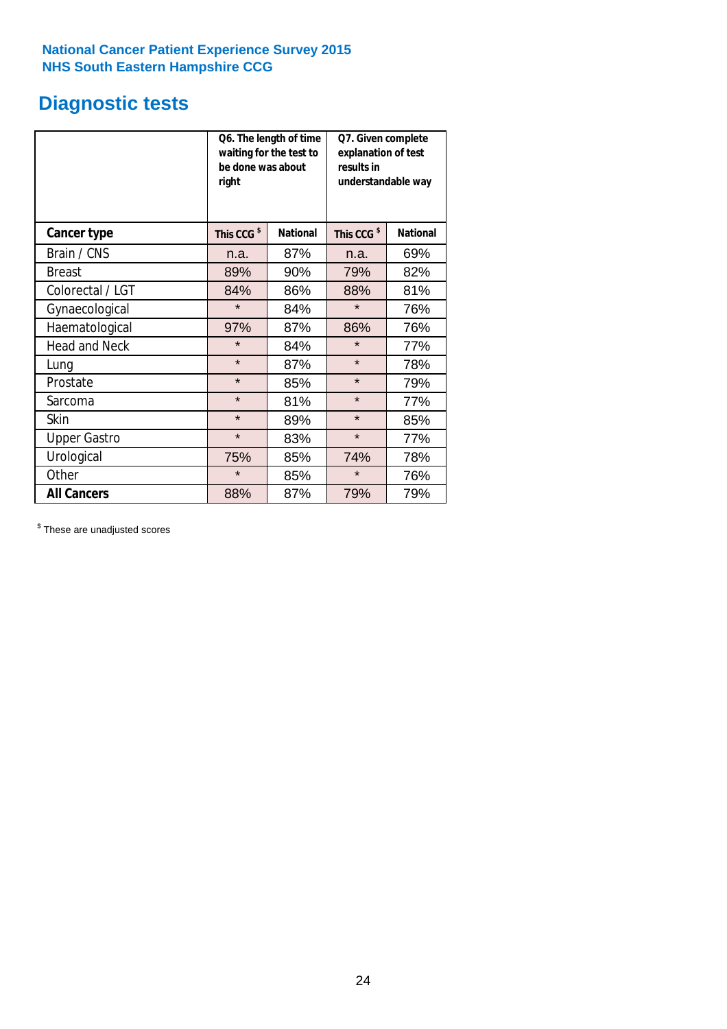National Cancer Patient Experience Survey 2015
NHS South Eastern Hampshire CCG

# Diagnostic tests

| | Q6. The length of time waiting for the test to be done was about right | | Q7. Given complete explanation of test results in understandable way | |
|---|---|---|---|---|
| **Cancer type** | **This CCG $** | **National** | **This CCG $** | **National** |
| Brain / CNS | n.a. | 87% | n.a. | 69% |
| Breast | 89% | 90% | 79% | 82% |
| Colorectal / LGT | 84% | 86% | 88% | 81% |
| Gynaecological | * | 84% | * | 76% |
| Haematological | 97% | 87% | 86% | 76% |
| Head and Neck | * | 84% | * | 77% |
| Lung | * | 87% | * | 78% |
| Prostate | * | 85% | * | 79% |
| Sarcoma | * | 81% | * | 77% |
| Skin | * | 89% | * | 85% |
| Upper Gastro | * | 83% | * | 77% |
| Urological | 75% | 85% | 74% | 78% |
| Other | * | 85% | * | 76% |
| **All Cancers** | 88% | 87% | 79% | 79% |

$ These are unadjusted scores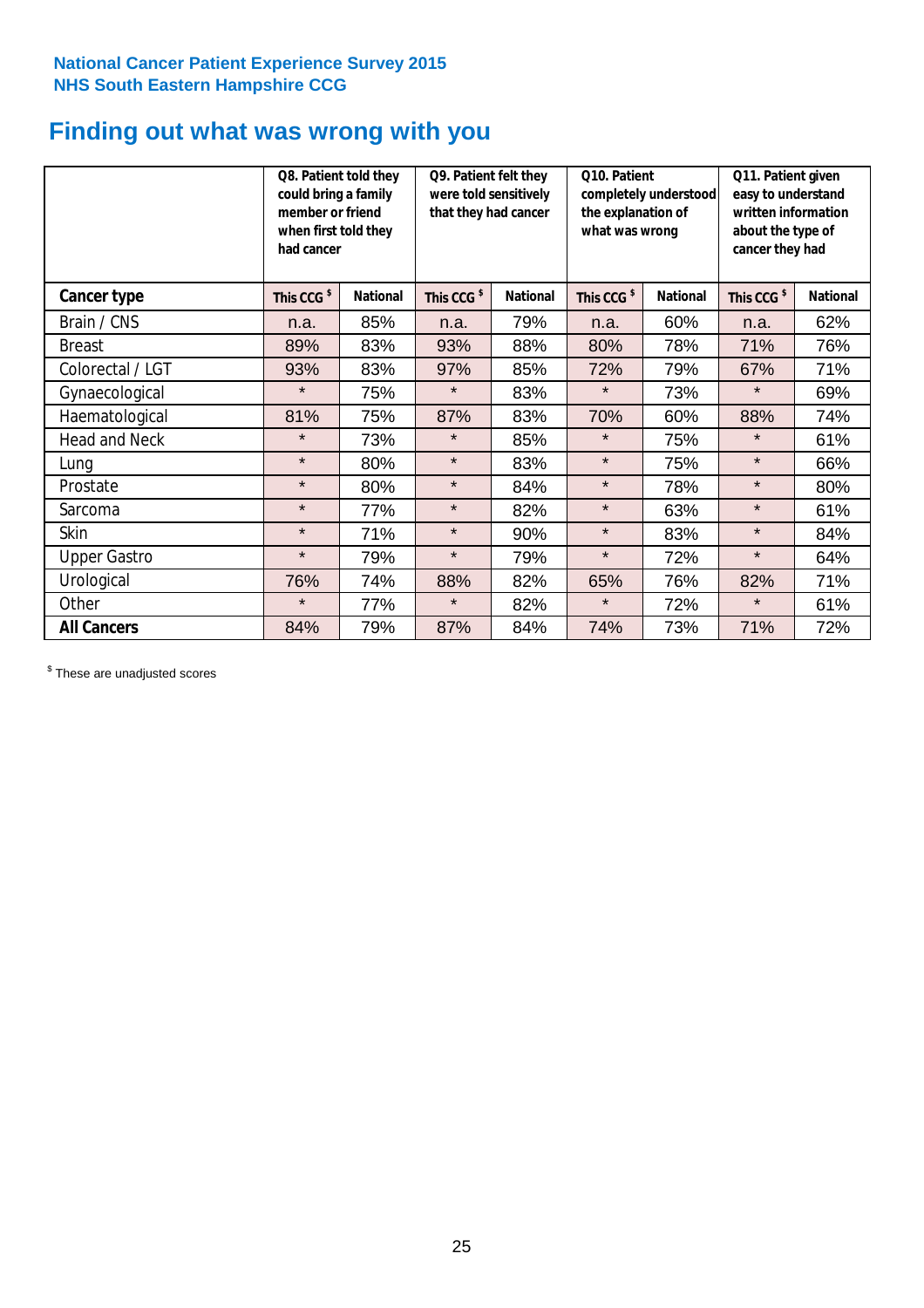National Cancer Patient Experience Survey 2015
NHS South Eastern Hampshire CCG

# Finding out what was wrong with you

| | Q8. Patient told they could bring a family member or friend when first told they had cancer | | Q9. Patient felt they were told sensitively that they had cancer | | Q10. Patient completely understood the explanation of what was wrong | | Q11. Patient given easy to understand written information about the type of cancer they had | |
|---|---|---|---|---|---|---|---|---|
| **Cancer type** | **This CCG $** | **National** | **This CCG $** | **National** | **This CCG $** | **National** | **This CCG $** | **National** |
| Brain / CNS | n.a. | 85% | n.a. | 79% | n.a. | 60% | n.a. | 62% |
| Breast | 89% | 83% | 93% | 88% | 80% | 78% | 71% | 76% |
| Colorectal / LGT | 93% | 83% | 97% | 85% | 72% | 79% | 67% | 71% |
| Gynaecological | * | 75% | * | 83% | * | 73% | * | 69% |
| Haematological | 81% | 75% | 87% | 83% | 70% | 60% | 88% | 74% |
| Head and Neck | * | 73% | * | 85% | * | 75% | * | 61% |
| Lung | * | 80% | * | 83% | * | 75% | * | 66% |
| Prostate | * | 80% | * | 84% | * | 78% | * | 80% |
| Sarcoma | * | 77% | * | 82% | * | 63% | * | 61% |
| Skin | * | 71% | * | 90% | * | 83% | * | 84% |
| Upper Gastro | * | 79% | * | 79% | * | 72% | * | 64% |
| Urological | 76% | 74% | 88% | 82% | 65% | 76% | 82% | 71% |
| Other | * | 77% | * | 82% | * | 72% | * | 61% |
| **All Cancers** | 84% | 79% | 87% | 84% | 74% | 73% | 71% | 72% |

$ These are unadjusted scores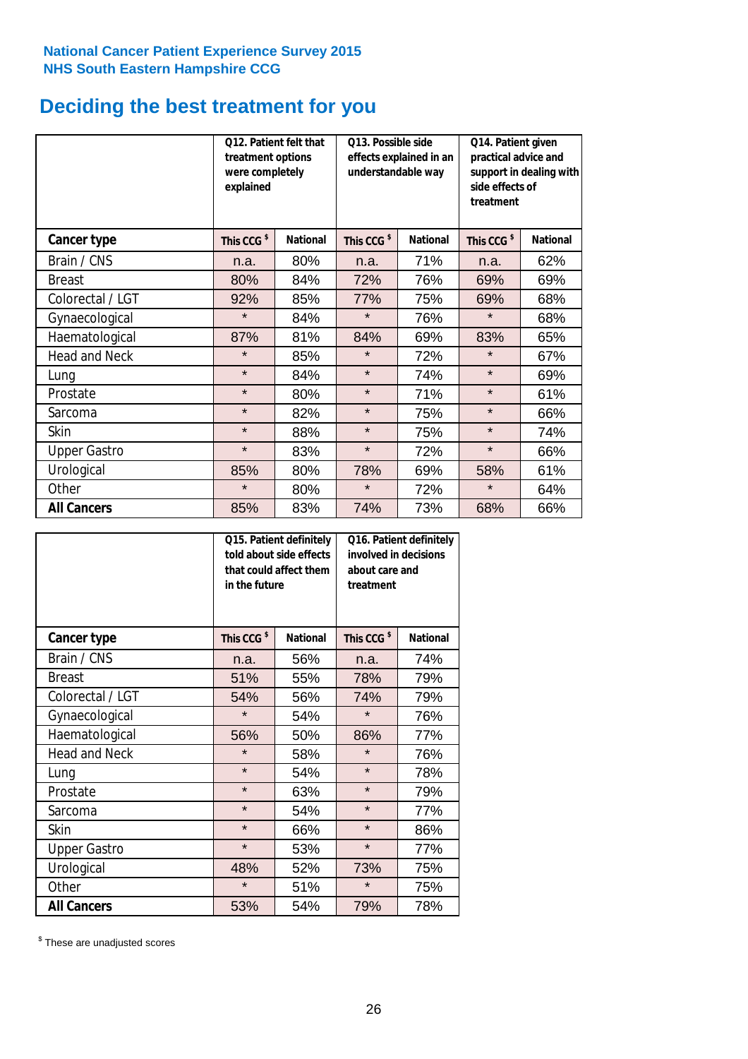National Cancer Patient Experience Survey 2015
NHS South Eastern Hampshire CCG

# Deciding the best treatment for you

| | Q12. Patient felt that treatment options were completely explained | | Q13. Possible side effects explained in an understandable way | | Q14. Patient given practical advice and support in dealing with side effects of treatment | |
|---|---|---|---|---|---|---|
| **Cancer type** | **This CCG $** | **National** | **This CCG $** | **National** | **This CCG $** | **National** |
| Brain / CNS | n.a. | 80% | n.a. | 71% | n.a. | 62% |
| Breast | 80% | 84% | 72% | 76% | 69% | 69% |
| Colorectal / LGT | 92% | 85% | 77% | 75% | 69% | 68% |
| Gynaecological | * | 84% | * | 76% | * | 68% |
| Haematological | 87% | 81% | 84% | 69% | 83% | 65% |
| Head and Neck | * | 85% | * | 72% | * | 67% |
| Lung | * | 84% | * | 74% | * | 69% |
| Prostate | * | 80% | * | 71% | * | 61% |
| Sarcoma | * | 82% | * | 75% | * | 66% |
| Skin | * | 88% | * | 75% | * | 74% |
| Upper Gastro | * | 83% | * | 72% | * | 66% |
| Urological | 85% | 80% | 78% | 69% | 58% | 61% |
| Other | * | 80% | * | 72% | * | 64% |
| **All Cancers** | 85% | 83% | 74% | 73% | 68% | 66% |

| | Q15. Patient definitely told about side effects that could affect them in the future | | Q16. Patient definitely involved in decisions about care and treatment | |
|---|---|---|---|---|
| **Cancer type** | **This CCG $** | **National** | **This CCG $** | **National** |
| Brain / CNS | n.a. | 56% | n.a. | 74% |
| Breast | 51% | 55% | 78% | 79% |
| Colorectal / LGT | 54% | 56% | 74% | 79% |
| Gynaecological | * | 54% | * | 76% |
| Haematological | 56% | 50% | 86% | 77% |
| Head and Neck | * | 58% | * | 76% |
| Lung | * | 54% | * | 78% |
| Prostate | * | 63% | * | 79% |
| Sarcoma | * | 54% | * | 77% |
| Skin | * | 66% | * | 86% |
| Upper Gastro | * | 53% | * | 77% |
| Urological | 48% | 52% | 73% | 75% |
| Other | * | 51% | * | 75% |
| **All Cancers** | 53% | 54% | 79% | 78% |

$ These are unadjusted scores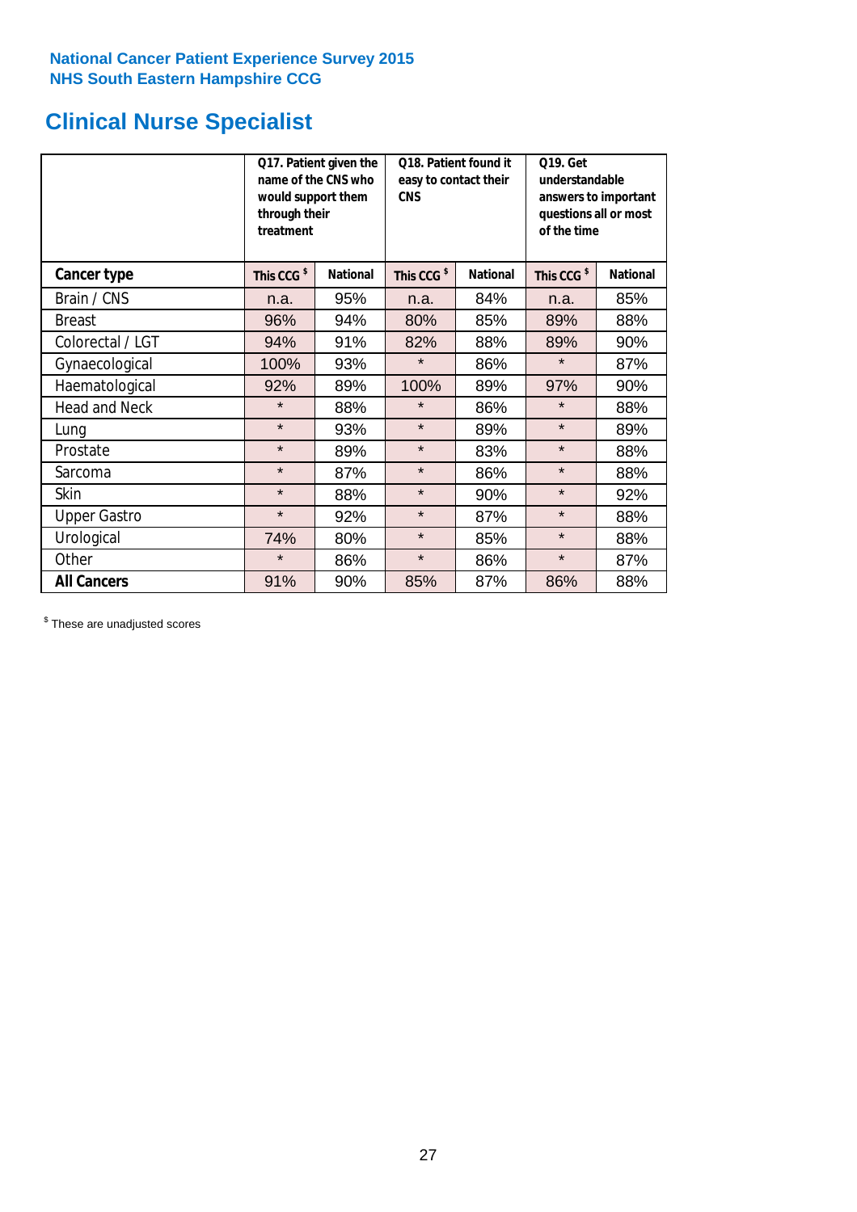**National Cancer Patient Experience Survey 2015**
**NHS South Eastern Hampshire CCG**

# Clinical Nurse Specialist

| | Q17. Patient given the name of the CNS who would support them through their treatment | | Q18. Patient found it easy to contact their CNS | | Q19. Get understandable answers to important questions all or most of the time | |
|---|---|---|---|---|---|---|
| **Cancer type** | This CCG $ | National | This CCG $ | National | This CCG $ | National |
| Brain / CNS | n.a. | 95% | n.a. | 84% | n.a. | 85% |
| Breast | 96% | 94% | 80% | 85% | 89% | 88% |
| Colorectal / LGT | 94% | 91% | 82% | 88% | 89% | 90% |
| Gynaecological | 100% | 93% | * | 86% | * | 87% |
| Haematological | 92% | 89% | 100% | 89% | 97% | 90% |
| Head and Neck | * | 88% | * | 86% | * | 88% |
| Lung | * | 93% | * | 89% | * | 89% |
| Prostate | * | 89% | * | 83% | * | 88% |
| Sarcoma | * | 87% | * | 86% | * | 88% |
| Skin | * | 88% | * | 90% | * | 92% |
| Upper Gastro | * | 92% | * | 87% | * | 88% |
| Urological | 74% | 80% | * | 85% | * | 88% |
| Other | * | 86% | * | 86% | * | 87% |
| **All Cancers** | 91% | 90% | 85% | 87% | 86% | 88% |

$ These are unadjusted scores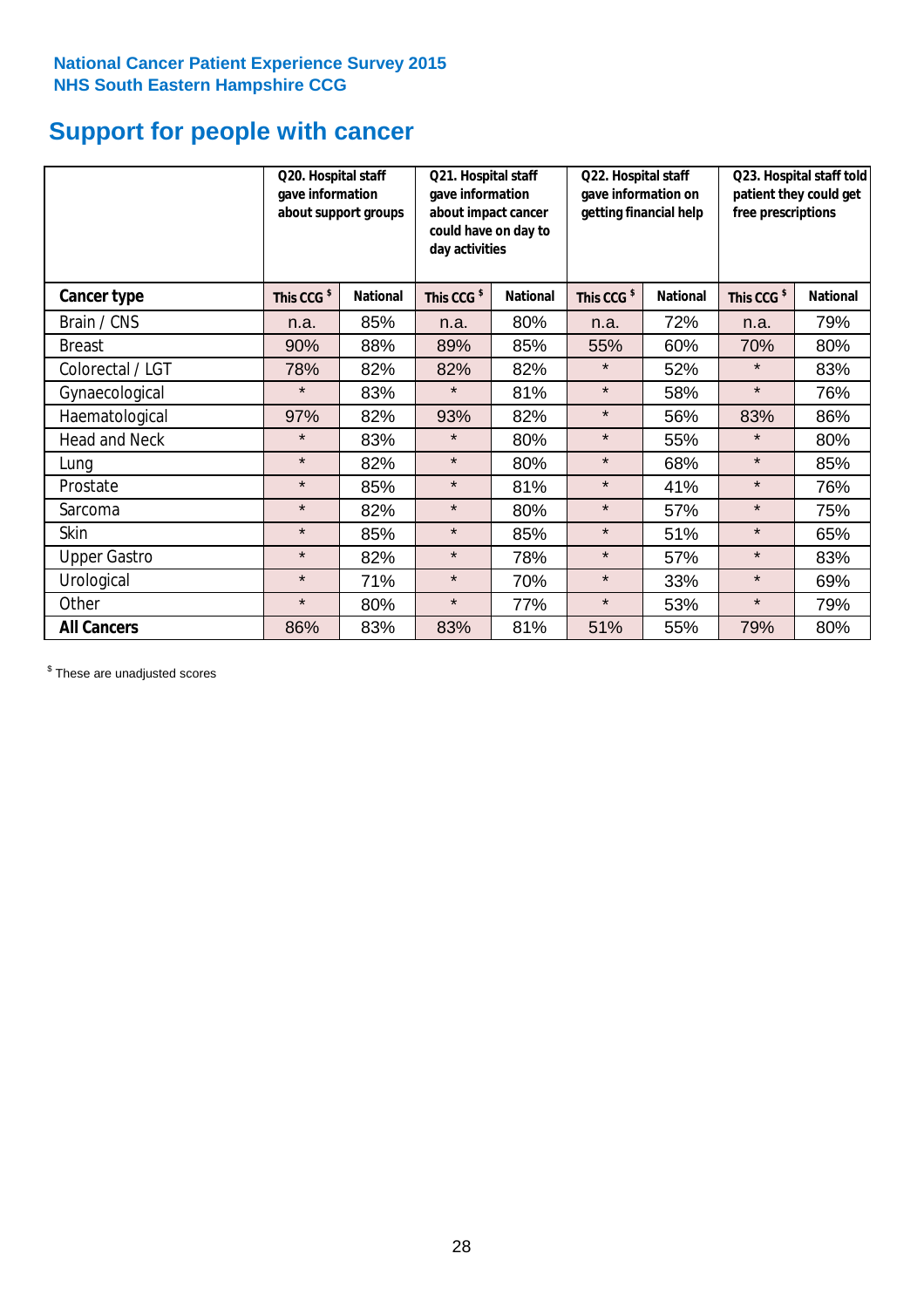National Cancer Patient Experience Survey 2015
NHS South Eastern Hampshire CCG

# Support for people with cancer

| | Q20. Hospital staff gave information about support groups | | Q21. Hospital staff gave information about impact cancer could have on day to day activities | | Q22. Hospital staff gave information on getting financial help | | Q23. Hospital staff told patient they could get free prescriptions | |
|---|---|---|---|---|---|---|---|---|
| **Cancer type** | **This CCG $** | **National** | **This CCG $** | **National** | **This CCG $** | **National** | **This CCG $** | **National** |
| Brain / CNS | n.a. | 85% | n.a. | 80% | n.a. | 72% | n.a. | 79% |
| Breast | 90% | 88% | 89% | 85% | 55% | 60% | 70% | 80% |
| Colorectal / LGT | 78% | 82% | 82% | 82% | * | 52% | * | 83% |
| Gynaecological | * | 83% | * | 81% | * | 58% | * | 76% |
| Haematological | 97% | 82% | 93% | 82% | * | 56% | 83% | 86% |
| Head and Neck | * | 83% | * | 80% | * | 55% | * | 80% |
| Lung | * | 82% | * | 80% | * | 68% | * | 85% |
| Prostate | * | 85% | * | 81% | * | 41% | * | 76% |
| Sarcoma | * | 82% | * | 80% | * | 57% | * | 75% |
| Skin | * | 85% | * | 85% | * | 51% | * | 65% |
| Upper Gastro | * | 82% | * | 78% | * | 57% | * | 83% |
| Urological | * | 71% | * | 70% | * | 33% | * | 69% |
| Other | * | 80% | * | 77% | * | 53% | * | 79% |
| **All Cancers** | 86% | 83% | 83% | 81% | 51% | 55% | 79% | 80% |

$ These are unadjusted scores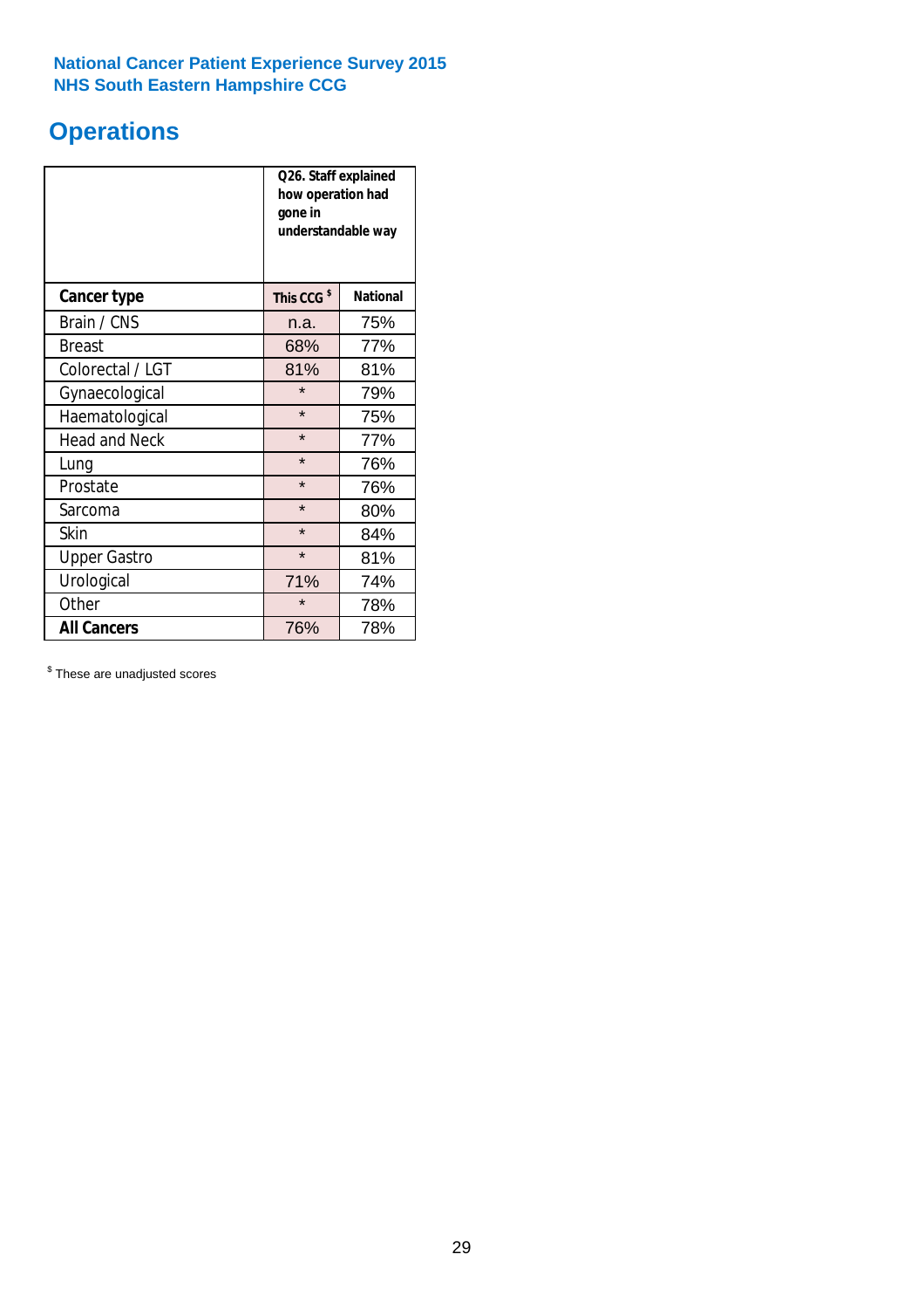National Cancer Patient Experience Survey 2015
NHS South Eastern Hampshire CCG

# Operations

| | Q26. Staff explained how operation had gone in understandable way | |
|---|---|---|
| **Cancer type** | **This CCG $** | **National** |
| Brain / CNS | n.a. | 75% |
| Breast | 68% | 77% |
| Colorectal / LGT | 81% | 81% |
| Gynaecological | * | 79% |
| Haematological | * | 75% |
| Head and Neck | * | 77% |
| Lung | * | 76% |
| Prostate | * | 76% |
| Sarcoma | * | 80% |
| Skin | * | 84% |
| Upper Gastro | * | 81% |
| Urological | 71% | 74% |
| Other | * | 78% |
| **All Cancers** | 76% | 78% |

$ These are unadjusted scores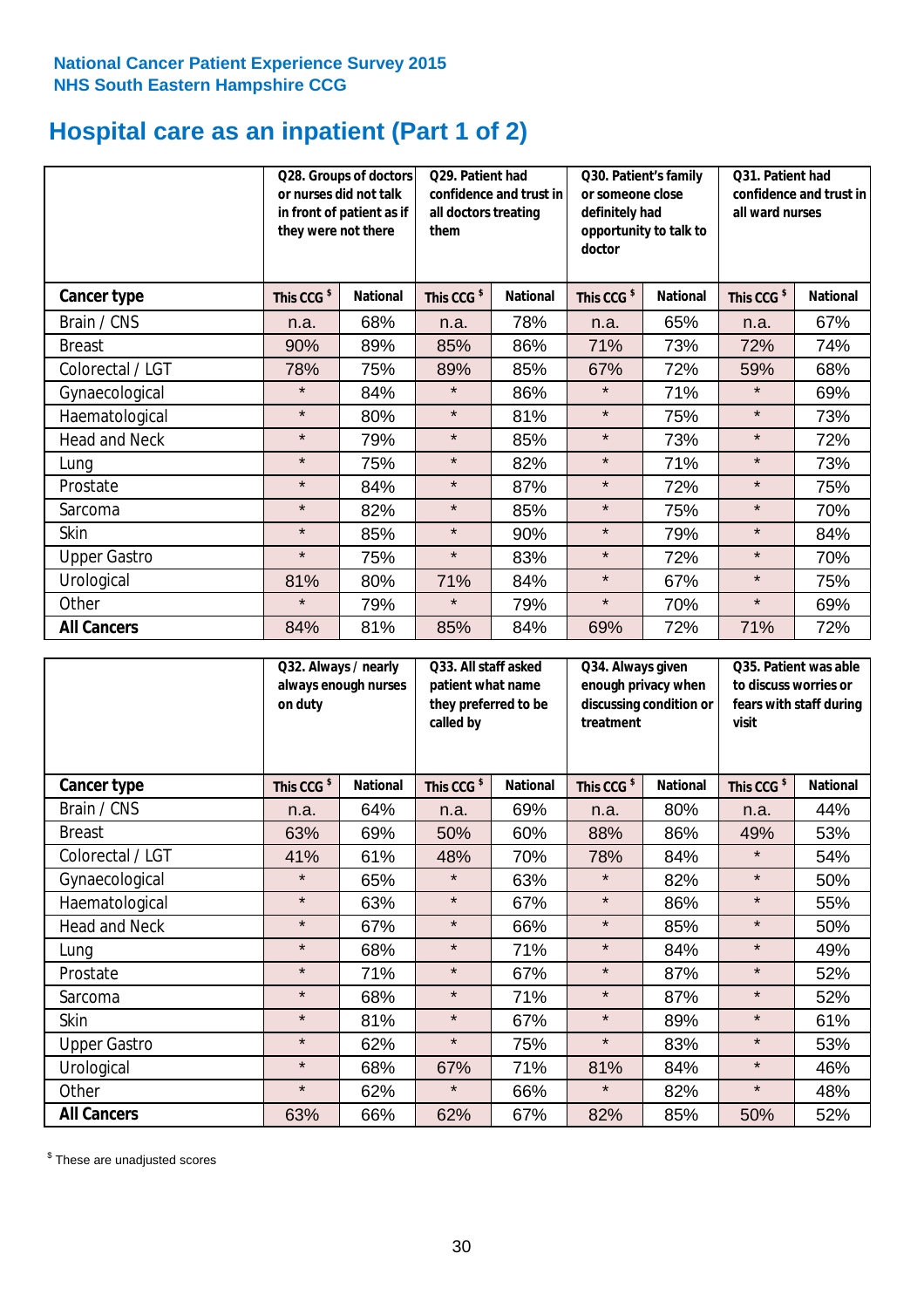National Cancer Patient Experience Survey 2015
NHS South Eastern Hampshire CCG

# Hospital care as an inpatient (Part 1 of 2)

| | Q28. Groups of doctors or nurses did not talk in front of patient as if they were not there | | Q29. Patient had confidence and trust in all doctors treating them | | Q30. Patient's family or someone close definitely had opportunity to talk to doctor | | Q31. Patient had confidence and trust in all ward nurses | |
|---|---|---|---|---|---|---|---|---|
| **Cancer type** | This CCG $ | National | This CCG $ | National | This CCG $ | National | This CCG $ | National |
| Brain / CNS | n.a. | 68% | n.a. | 78% | n.a. | 65% | n.a. | 67% |
| Breast | 90% | 89% | 85% | 86% | 71% | 73% | 72% | 74% |
| Colorectal / LGT | 78% | 75% | 89% | 85% | 67% | 72% | 59% | 68% |
| Gynaecological | * | 84% | * | 86% | * | 71% | * | 69% |
| Haematological | * | 80% | * | 81% | * | 75% | * | 73% |
| Head and Neck | * | 79% | * | 85% | * | 73% | * | 72% |
| Lung | * | 75% | * | 82% | * | 71% | * | 73% |
| Prostate | * | 84% | * | 87% | * | 72% | * | 75% |
| Sarcoma | * | 82% | * | 85% | * | 75% | * | 70% |
| Skin | * | 85% | * | 90% | * | 79% | * | 84% |
| Upper Gastro | * | 75% | * | 83% | * | 72% | * | 70% |
| Urological | 81% | 80% | 71% | 84% | * | 67% | * | 75% |
| Other | * | 79% | * | 79% | * | 70% | * | 69% |
| **All Cancers** | 84% | 81% | 85% | 84% | 69% | 72% | 71% | 72% |

| | Q32. Always / nearly always enough nurses on duty | | Q33. All staff asked patient what name they preferred to be called by | | Q34. Always given enough privacy when discussing condition or treatment | | Q35. Patient was able to discuss worries or fears with staff during visit | |
|---|---|---|---|---|---|---|---|---|
| **Cancer type** | This CCG $ | National | This CCG $ | National | This CCG $ | National | This CCG $ | National |
| Brain / CNS | n.a. | 64% | n.a. | 69% | n.a. | 80% | n.a. | 44% |
| Breast | 63% | 69% | 50% | 60% | 88% | 86% | 49% | 53% |
| Colorectal / LGT | 41% | 61% | 48% | 70% | 78% | 84% | * | 54% |
| Gynaecological | * | 65% | * | 63% | * | 82% | * | 50% |
| Haematological | * | 63% | * | 67% | * | 86% | * | 55% |
| Head and Neck | * | 67% | * | 66% | * | 85% | * | 50% |
| Lung | * | 68% | * | 71% | * | 84% | * | 49% |
| Prostate | * | 71% | * | 67% | * | 87% | * | 52% |
| Sarcoma | * | 68% | * | 71% | * | 87% | * | 52% |
| Skin | * | 81% | * | 67% | * | 89% | * | 61% |
| Upper Gastro | * | 62% | * | 75% | * | 83% | * | 53% |
| Urological | * | 68% | 67% | 71% | 81% | 84% | * | 46% |
| Other | * | 62% | * | 66% | * | 82% | * | 48% |
| **All Cancers** | 63% | 66% | 62% | 67% | 82% | 85% | 50% | 52% |

$ These are unadjusted scores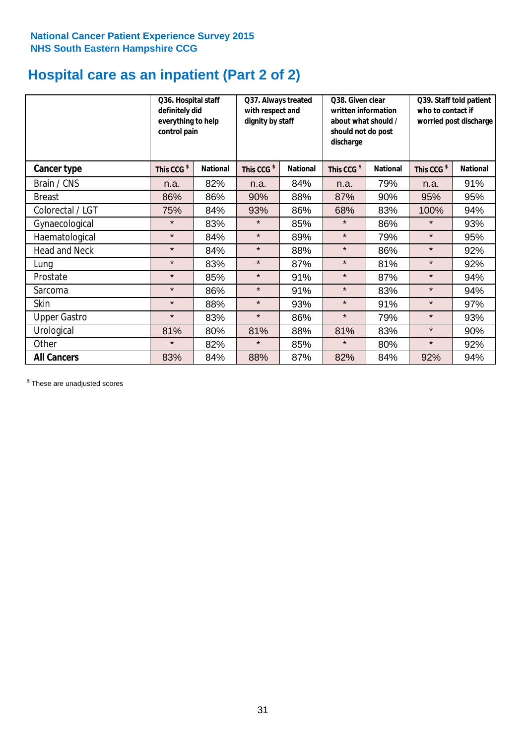**National Cancer Patient Experience Survey 2015**
**NHS South Eastern Hampshire CCG**

# Hospital care as an inpatient (Part 2 of 2)

| | Q36. Hospital staff definitely did everything to help control pain | | Q37. Always treated with respect and dignity by staff | | Q38. Given clear written information about what should / should not do post discharge | | Q39. Staff told patient who to contact if worried post discharge | |
|---|---|---|---|---|---|---|---|---|
| **Cancer type** | **This CCG $** | **National** | **This CCG $** | **National** | **This CCG $** | **National** | **This CCG $** | **National** |
| Brain / CNS | n.a. | 82% | n.a. | 84% | n.a. | 79% | n.a. | 91% |
| Breast | 86% | 86% | 90% | 88% | 87% | 90% | 95% | 95% |
| Colorectal / LGT | 75% | 84% | 93% | 86% | 68% | 83% | 100% | 94% |
| Gynaecological | * | 83% | * | 85% | * | 86% | * | 93% |
| Haematological | * | 84% | * | 89% | * | 79% | * | 95% |
| Head and Neck | * | 84% | * | 88% | * | 86% | * | 92% |
| Lung | * | 83% | * | 87% | * | 81% | * | 92% |
| Prostate | * | 85% | * | 91% | * | 87% | * | 94% |
| Sarcoma | * | 86% | * | 91% | * | 83% | * | 94% |
| Skin | * | 88% | * | 93% | * | 91% | * | 97% |
| Upper Gastro | * | 83% | * | 86% | * | 79% | * | 93% |
| Urological | 81% | 80% | 81% | 88% | 81% | 83% | * | 90% |
| Other | * | 82% | * | 85% | * | 80% | * | 92% |
| **All Cancers** | 83% | 84% | 88% | 87% | 82% | 84% | 92% | 94% |

$ These are unadjusted scores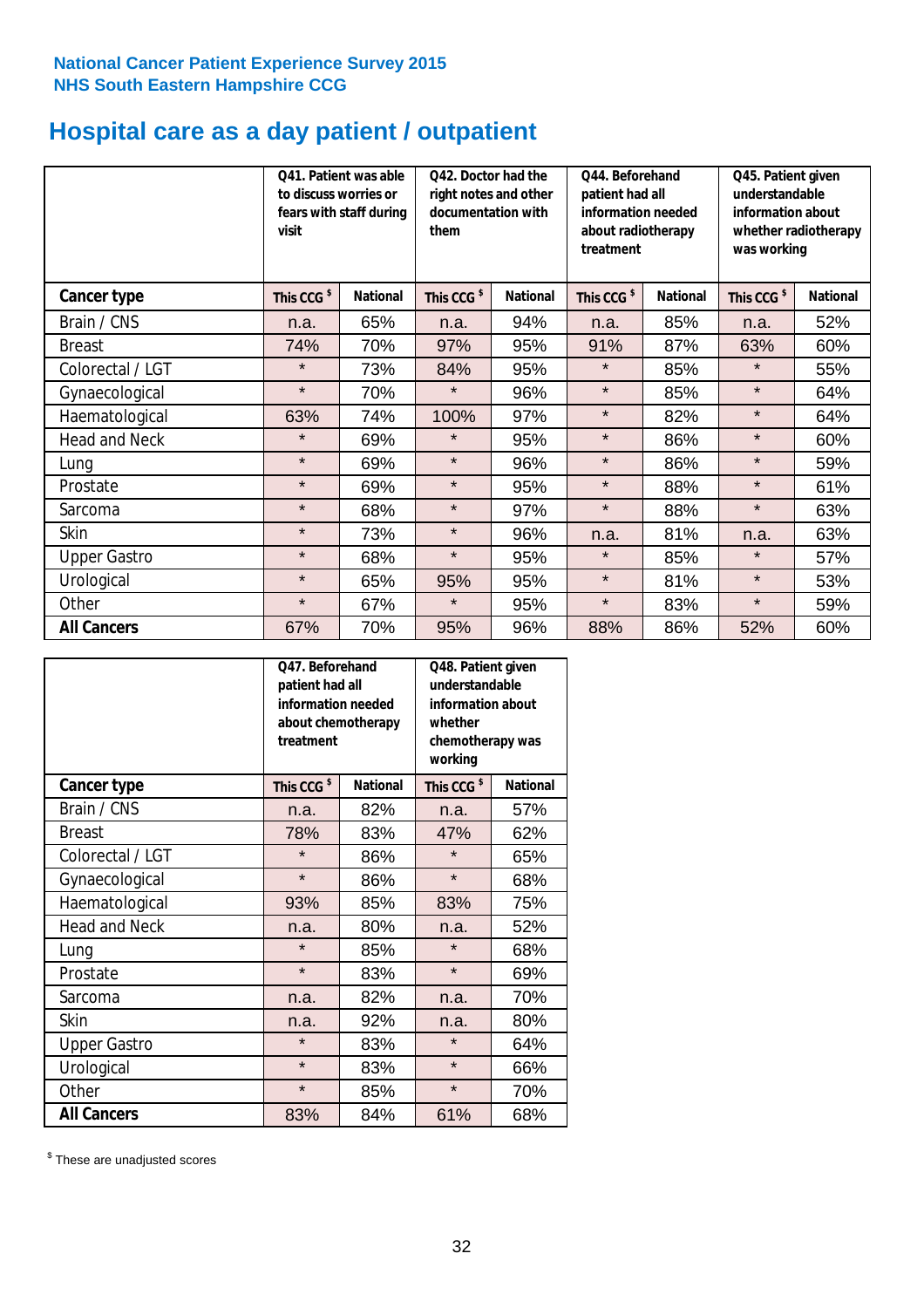National Cancer Patient Experience Survey 2015
NHS South Eastern Hampshire CCG

# Hospital care as a day patient / outpatient

| | Q41. Patient was able to discuss worries or fears with staff during visit | | Q42. Doctor had the right notes and other documentation with them | | Q44. Beforehand patient had all information needed about radiotherapy treatment | | Q45. Patient given understandable information about whether radiotherapy was working | |
|---|---|---|---|---|---|---|---|---|
| **Cancer type** | This CCG $ | National | This CCG $ | National | This CCG $ | National | This CCG $ | National |
| Brain / CNS | n.a. | 65% | n.a. | 94% | n.a. | 85% | n.a. | 52% |
| Breast | 74% | 70% | 97% | 95% | 91% | 87% | 63% | 60% |
| Colorectal / LGT | * | 73% | 84% | 95% | * | 85% | * | 55% |
| Gynaecological | * | 70% | * | 96% | * | 85% | * | 64% |
| Haematological | 63% | 74% | 100% | 97% | * | 82% | * | 64% |
| Head and Neck | * | 69% | * | 95% | * | 86% | * | 60% |
| Lung | * | 69% | * | 96% | * | 86% | * | 59% |
| Prostate | * | 69% | * | 95% | * | 88% | * | 61% |
| Sarcoma | * | 68% | * | 97% | * | 88% | * | 63% |
| Skin | * | 73% | * | 96% | n.a. | 81% | n.a. | 63% |
| Upper Gastro | * | 68% | * | 95% | * | 85% | * | 57% |
| Urological | * | 65% | 95% | 95% | * | 81% | * | 53% |
| Other | * | 67% | * | 95% | * | 83% | * | 59% |
| **All Cancers** | 67% | 70% | 95% | 96% | 88% | 86% | 52% | 60% |

| | Q47. Beforehand patient had all information needed about chemotherapy treatment | | Q48. Patient given understandable information about whether chemotherapy was working | |
|---|---|---|---|---|
| **Cancer type** | This CCG $ | National | This CCG $ | National |
| Brain / CNS | n.a. | 82% | n.a. | 57% |
| Breast | 78% | 83% | 47% | 62% |
| Colorectal / LGT | * | 86% | * | 65% |
| Gynaecological | * | 86% | * | 68% |
| Haematological | 93% | 85% | 83% | 75% |
| Head and Neck | n.a. | 80% | n.a. | 52% |
| Lung | * | 85% | * | 68% |
| Prostate | * | 83% | * | 69% |
| Sarcoma | n.a. | 82% | n.a. | 70% |
| Skin | n.a. | 92% | n.a. | 80% |
| Upper Gastro | * | 83% | * | 64% |
| Urological | * | 83% | * | 66% |
| Other | * | 85% | * | 70% |
| **All Cancers** | 83% | 84% | 61% | 68% |

$ These are unadjusted scores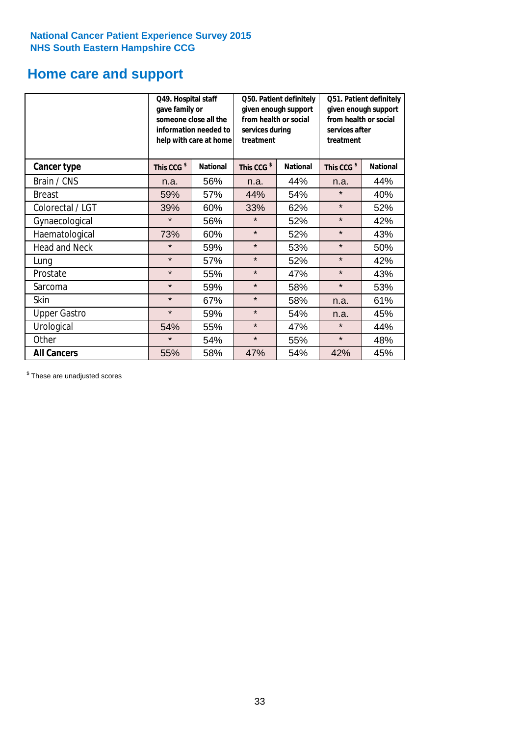**National Cancer Patient Experience Survey 2015**
**NHS South Eastern Hampshire CCG**

# Home care and support

| | Q49. Hospital staff gave family or someone close all the information needed to help with care at home | | Q50. Patient definitely given enough support from health or social services during treatment | | Q51. Patient definitely given enough support from health or social services after treatment | |
|---|---|---|---|---|---|---|
| **Cancer type** | **This CCG $** | **National** | **This CCG $** | **National** | **This CCG $** | **National** |
| Brain / CNS | n.a. | 56% | n.a. | 44% | n.a. | 44% |
| Breast | 59% | 57% | 44% | 54% | * | 40% |
| Colorectal / LGT | 39% | 60% | 33% | 62% | * | 52% |
| Gynaecological | * | 56% | * | 52% | * | 42% |
| Haematological | 73% | 60% | * | 52% | * | 43% |
| Head and Neck | * | 59% | * | 53% | * | 50% |
| Lung | * | 57% | * | 52% | * | 42% |
| Prostate | * | 55% | * | 47% | * | 43% |
| Sarcoma | * | 59% | * | 58% | * | 53% |
| Skin | * | 67% | * | 58% | n.a. | 61% |
| Upper Gastro | * | 59% | * | 54% | n.a. | 45% |
| Urological | 54% | 55% | * | 47% | * | 44% |
| Other | * | 54% | * | 55% | * | 48% |
| **All Cancers** | 55% | 58% | 47% | 54% | 42% | 45% |

$ These are unadjusted scores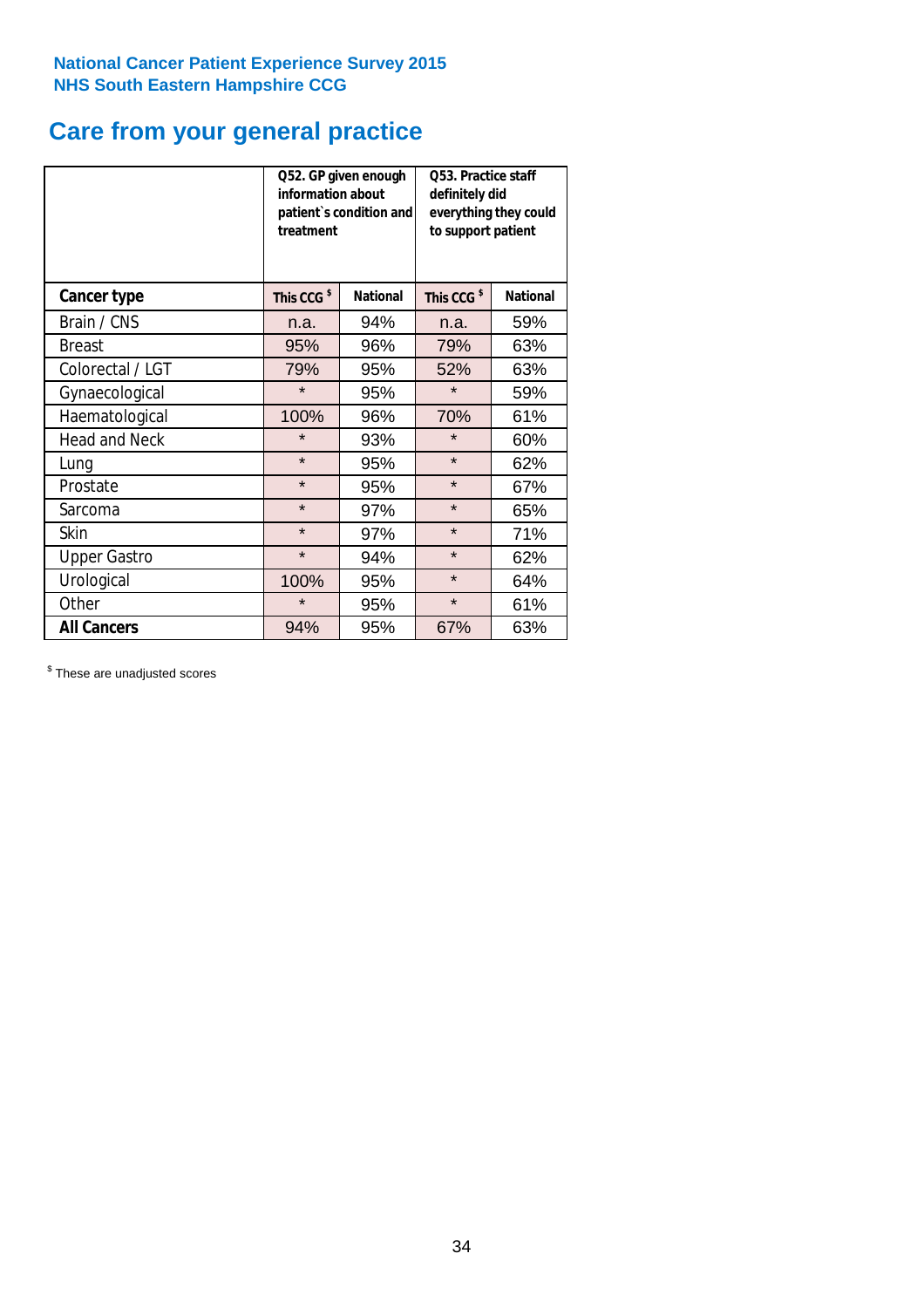**National Cancer Patient Experience Survey 2015**
**NHS South Eastern Hampshire CCG**

# Care from your general practice

| | Q52. GP given enough information about patient`s condition and treatment | | Q53. Practice staff definitely did everything they could to support patient | |
|---|---|---|---|---|
| **Cancer type** | **This CCG $** | **National** | **This CCG $** | **National** |
| Brain / CNS | n.a. | 94% | n.a. | 59% |
| Breast | 95% | 96% | 79% | 63% |
| Colorectal / LGT | 79% | 95% | 52% | 63% |
| Gynaecological | * | 95% | * | 59% |
| Haematological | 100% | 96% | 70% | 61% |
| Head and Neck | * | 93% | * | 60% |
| Lung | * | 95% | * | 62% |
| Prostate | * | 95% | * | 67% |
| Sarcoma | * | 97% | * | 65% |
| Skin | * | 97% | * | 71% |
| Upper Gastro | * | 94% | * | 62% |
| Urological | 100% | 95% | * | 64% |
| Other | * | 95% | * | 61% |
| **All Cancers** | 94% | 95% | 67% | 63% |

$ These are unadjusted scores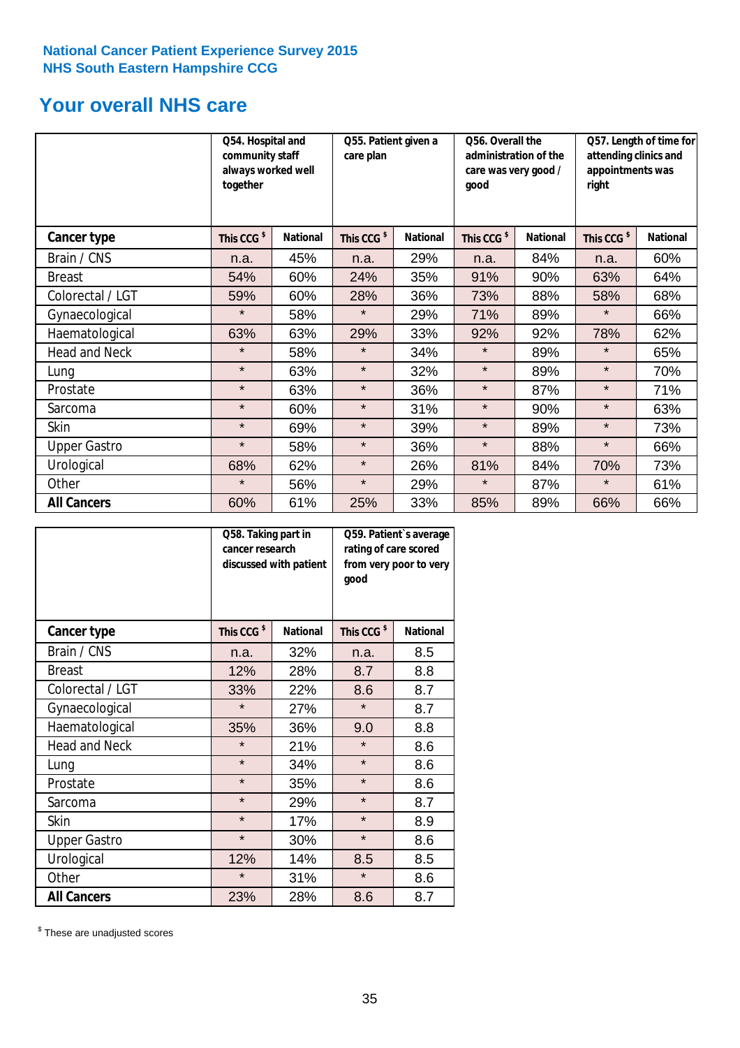National Cancer Patient Experience Survey 2015
NHS South Eastern Hampshire CCG

## Your overall NHS care

| | Q54. Hospital and community staff always worked well together | | Q55. Patient given a care plan | | Q56. Overall the administration of the care was very good / good | | Q57. Length of time for attending clinics and appointments was right | |
|---|---|---|---|---|---|---|---|---|
| **Cancer type** | **This CCG $** | **National** | **This CCG $** | **National** | **This CCG $** | **National** | **This CCG $** | **National** |
| Brain / CNS | n.a. | 45% | n.a. | 29% | n.a. | 84% | n.a. | 60% |
| Breast | 54% | 60% | 24% | 35% | 91% | 90% | 63% | 64% |
| Colorectal / LGT | 59% | 60% | 28% | 36% | 73% | 88% | 58% | 68% |
| Gynaecological | * | 58% | * | 29% | 71% | 89% | * | 66% |
| Haematological | 63% | 63% | 29% | 33% | 92% | 92% | 78% | 62% |
| Head and Neck | * | 58% | * | 34% | * | 89% | * | 65% |
| Lung | * | 63% | * | 32% | * | 89% | * | 70% |
| Prostate | * | 63% | * | 36% | * | 87% | * | 71% |
| Sarcoma | * | 60% | * | 31% | * | 90% | * | 63% |
| Skin | * | 69% | * | 39% | * | 89% | * | 73% |
| Upper Gastro | * | 58% | * | 36% | * | 88% | * | 66% |
| Urological | 68% | 62% | * | 26% | 81% | 84% | 70% | 73% |
| Other | * | 56% | * | 29% | * | 87% | * | 61% |
| **All Cancers** | 60% | 61% | 25% | 33% | 85% | 89% | 66% | 66% |

| | Q58. Taking part in cancer research discussed with patient | | Q59. Patient`s average rating of care scored from very poor to very good | |
|---|---|---|---|---|
| **Cancer type** | **This CCG $** | **National** | **This CCG $** | **National** |
| Brain / CNS | n.a. | 32% | n.a. | 8.5 |
| Breast | 12% | 28% | 8.7 | 8.8 |
| Colorectal / LGT | 33% | 22% | 8.6 | 8.7 |
| Gynaecological | * | 27% | * | 8.7 |
| Haematological | 35% | 36% | 9.0 | 8.8 |
| Head and Neck | * | 21% | * | 8.6 |
| Lung | * | 34% | * | 8.6 |
| Prostate | * | 35% | * | 8.6 |
| Sarcoma | * | 29% | * | 8.7 |
| Skin | * | 17% | * | 8.9 |
| Upper Gastro | * | 30% | * | 8.6 |
| Urological | 12% | 14% | 8.5 | 8.5 |
| Other | * | 31% | * | 8.6 |
| **All Cancers** | 23% | 28% | 8.6 | 8.7 |

$ These are unadjusted scores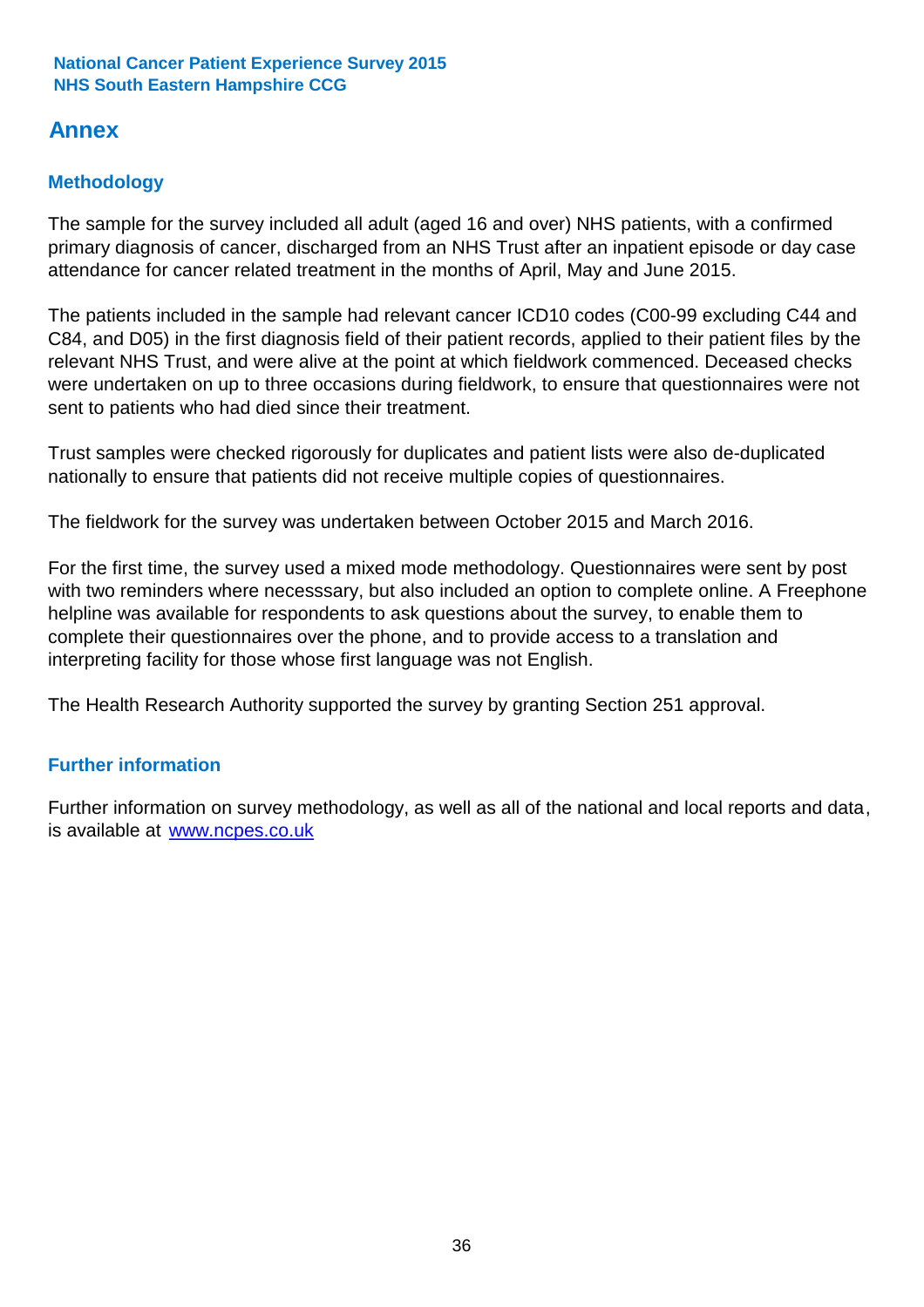# Annex

## Methodology

The sample for the survey included all adult (aged 16 and over) NHS patients, with a confirmed primary diagnosis of cancer, discharged from an NHS Trust after an inpatient episode or day case attendance for cancer related treatment in the months of April, May and June 2015.

The patients included in the sample had relevant cancer ICD10 codes (C00-99 excluding C44 and C84, and D05) in the first diagnosis field of their patient records, applied to their patient files by the relevant NHS Trust, and were alive at the point at which fieldwork commenced. Deceased checks were undertaken on up to three occasions during fieldwork, to ensure that questionnaires were not sent to patients who had died since their treatment.

Trust samples were checked rigorously for duplicates and patient lists were also de-duplicated nationally to ensure that patients did not receive multiple copies of questionnaires.

The fieldwork for the survey was undertaken between October 2015 and March 2016.

For the first time, the survey used a mixed mode methodology. Questionnaires were sent by post with two reminders where necesssary, but also included an option to complete online. A Freephone helpline was available for respondents to ask questions about the survey, to enable them to complete their questionnaires over the phone, and to provide access to a translation and interpreting facility for those whose first language was not English.

The Health Research Authority supported the survey by granting Section 251 approval.

## Further information

Further information on survey methodology, as well as all of the national and local reports and data, is available at [www.ncpes.co.uk](http://www.ncpes.co.uk)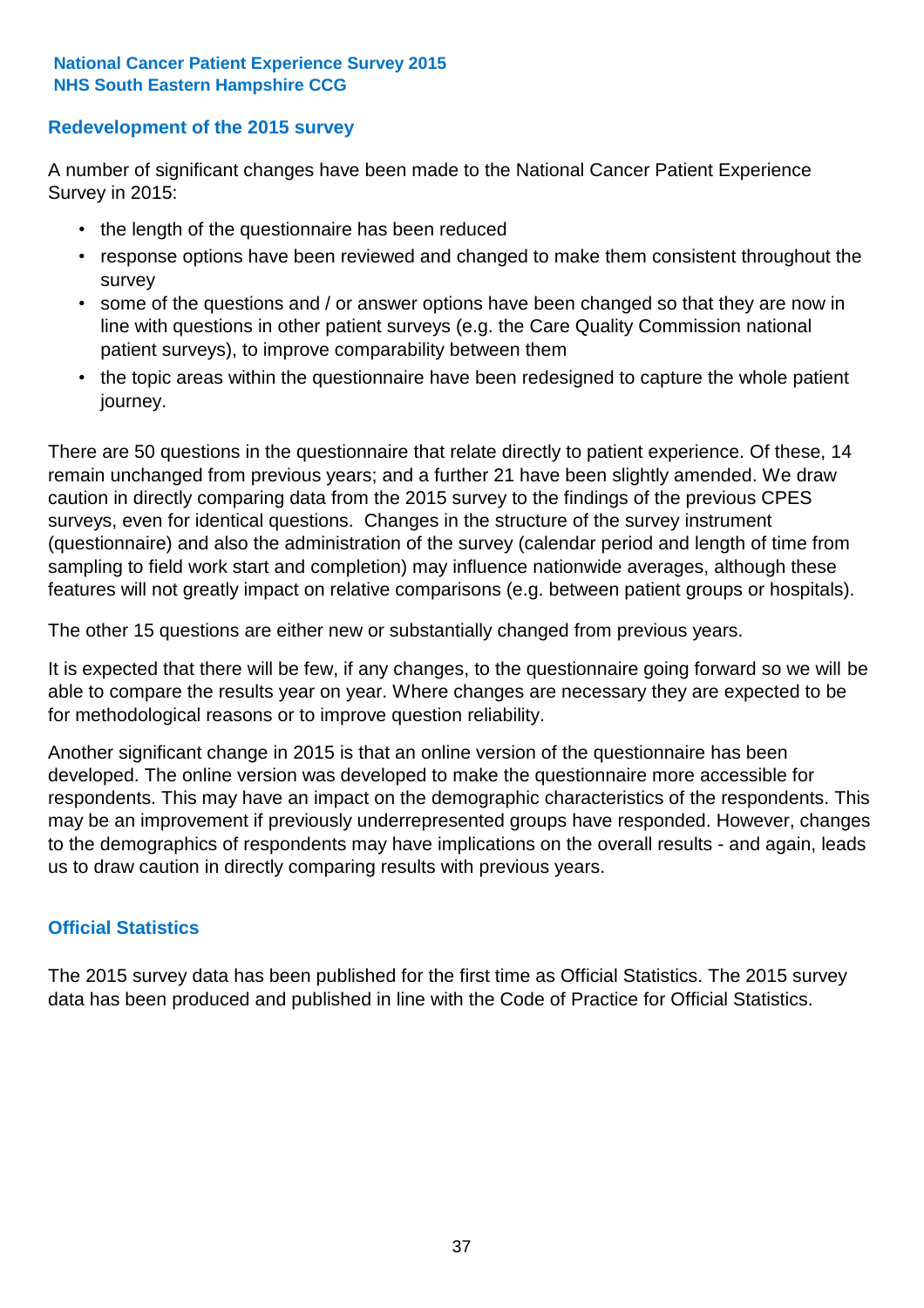## Redevelopment of the 2015 survey

A number of significant changes have been made to the National Cancer Patient Experience Survey in 2015:

- the length of the questionnaire has been reduced
- response options have been reviewed and changed to make them consistent throughout the survey
- some of the questions and / or answer options have been changed so that they are now in line with questions in other patient surveys (e.g. the Care Quality Commission national patient surveys), to improve comparability between them
- the topic areas within the questionnaire have been redesigned to capture the whole patient journey.

There are 50 questions in the questionnaire that relate directly to patient experience. Of these, 14 remain unchanged from previous years; and a further 21 have been slightly amended. We draw caution in directly comparing data from the 2015 survey to the findings of the previous CPES surveys, even for identical questions. Changes in the structure of the survey instrument (questionnaire) and also the administration of the survey (calendar period and length of time from sampling to field work start and completion) may influence nationwide averages, although these features will not greatly impact on relative comparisons (e.g. between patient groups or hospitals).

The other 15 questions are either new or substantially changed from previous years.

It is expected that there will be few, if any changes, to the questionnaire going forward so we will be able to compare the results year on year. Where changes are necessary they are expected to be for methodological reasons or to improve question reliability.

Another significant change in 2015 is that an online version of the questionnaire has been developed. The online version was developed to make the questionnaire more accessible for respondents. This may have an impact on the demographic characteristics of the respondents. This may be an improvement if previously underrepresented groups have responded. However, changes to the demographics of respondents may have implications on the overall results - and again, leads us to draw caution in directly comparing results with previous years.

## Official Statistics

The 2015 survey data has been published for the first time as Official Statistics. The 2015 survey data has been produced and published in line with the Code of Practice for Official Statistics.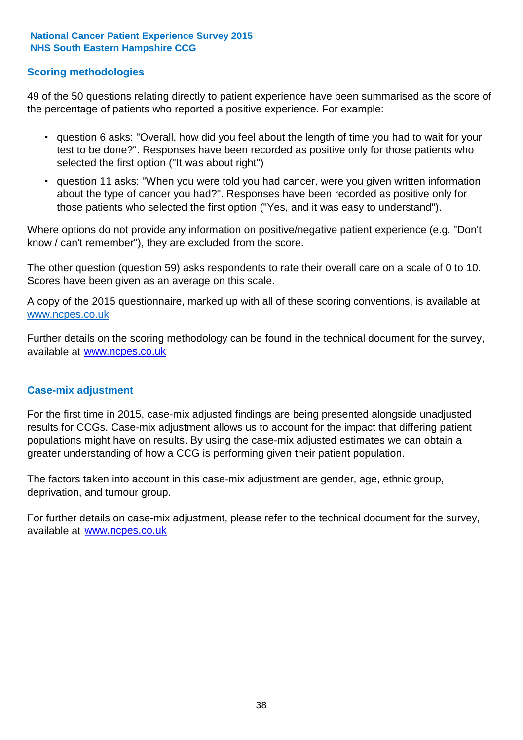## Scoring methodologies

49 of the 50 questions relating directly to patient experience have been summarised as the score of the percentage of patients who reported a positive experience. For example:

- question 6 asks: "Overall, how did you feel about the length of time you had to wait for your test to be done?". Responses have been recorded as positive only for those patients who selected the first option ("It was about right")
- question 11 asks: "When you were told you had cancer, were you given written information about the type of cancer you had?". Responses have been recorded as positive only for those patients who selected the first option ("Yes, and it was easy to understand").

Where options do not provide any information on positive/negative patient experience (e.g. "Don't know / can't remember"), they are excluded from the score.

The other question (question 59) asks respondents to rate their overall care on a scale of 0 to 10. Scores have been given as an average on this scale.

A copy of the 2015 questionnaire, marked up with all of these scoring conventions, is available at www.ncpes.co.uk

Further details on the scoring methodology can be found in the technical document for the survey, available at www.ncpes.co.uk

## Case-mix adjustment

For the first time in 2015, case-mix adjusted findings are being presented alongside unadjusted results for CCGs. Case-mix adjustment allows us to account for the impact that differing patient populations might have on results. By using the case-mix adjusted estimates we can obtain a greater understanding of how a CCG is performing given their patient population.

The factors taken into account in this case-mix adjustment are gender, age, ethnic group, deprivation, and tumour group.

For further details on case-mix adjustment, please refer to the technical document for the survey, available at www.ncpes.co.uk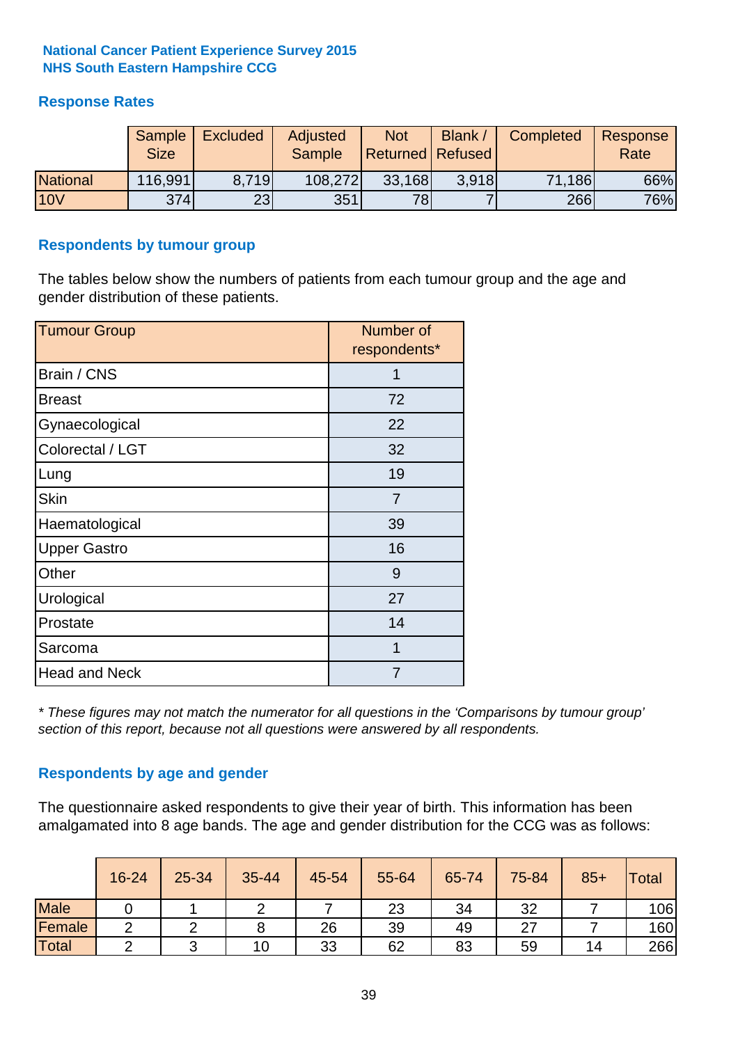**National Cancer Patient Experience Survey 2015**
**NHS South Eastern Hampshire CCG**

## Response Rates

| | Sample Size | Excluded | Adjusted Sample | Not Returned | Blank / Refused | Completed | Response Rate |
|---|---|---|---|---|---|---|---|
| National | 116,991 | 8,719 | 108,272 | 33,168 | 3,918 | 71,186 | 66% |
| 10V | 374 | 23 | 351 | 78 | 7 | 266 | 76% |

## Respondents by tumour group

The tables below show the numbers of patients from each tumour group and the age and gender distribution of these patients.

| Tumour Group | Number of respondents* |
|---|---|
| Brain / CNS | 1 |
| Breast | 72 |
| Gynaecological | 22 |
| Colorectal / LGT | 32 |
| Lung | 19 |
| Skin | 7 |
| Haematological | 39 |
| Upper Gastro | 16 |
| Other | 9 |
| Urological | 27 |
| Prostate | 14 |
| Sarcoma | 1 |
| Head and Neck | 7 |

*\* These figures may not match the numerator for all questions in the 'Comparisons by tumour group' section of this report, because not all questions were answered by all respondents.*

## Respondents by age and gender

The questionnaire asked respondents to give their year of birth. This information has been amalgamated into 8 age bands. The age and gender distribution for the CCG was as follows:

| | 16-24 | 25-34 | 35-44 | 45-54 | 55-64 | 65-74 | 75-84 | 85+ | Total |
|---|---|---|---|---|---|---|---|---|---|
| Male | 0 | 1 | 2 | 7 | 23 | 34 | 32 | 7 | 106 |
| Female | 2 | 2 | 8 | 26 | 39 | 49 | 27 | 7 | 160 |
| Total | 2 | 3 | 10 | 33 | 62 | 83 | 59 | 14 | 266 |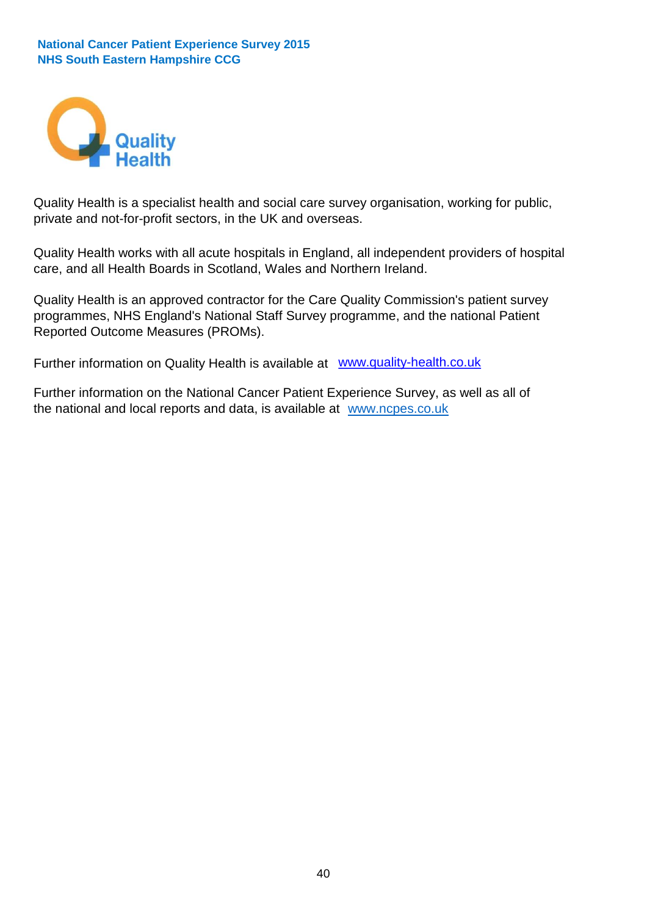Quality Health is a specialist health and social care survey organisation, working for public, private and not-for-profit sectors, in the UK and overseas.

Quality Health works with all acute hospitals in England, all independent providers of hospital care, and all Health Boards in Scotland, Wales and Northern Ireland.

Quality Health is an approved contractor for the Care Quality Commission's patient survey programmes, NHS England's National Staff Survey programme, and the national Patient Reported Outcome Measures (PROMs).

Further information on Quality Health is available at [www.quality-health.co.uk](http://www.quality-health.co.uk)

Further information on the National Cancer Patient Experience Survey, as well as all of the national and local reports and data, is available at [www.ncpes.co.uk](http://www.ncpes.co.uk)